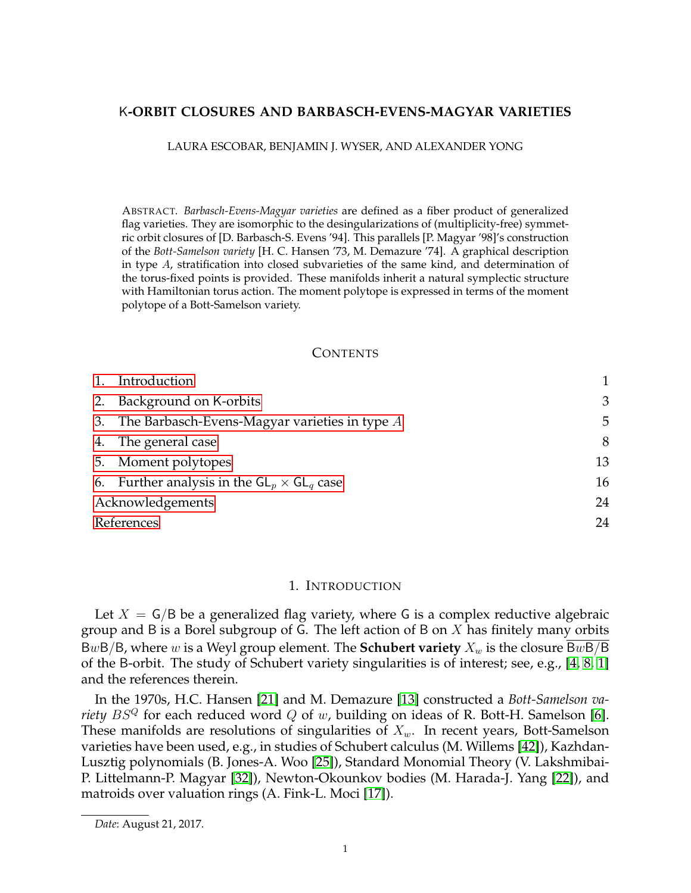# K-ORBIT CLOSURES AND BARBASCH-EVENS-MAGYAR VARIETIES

LAURA ESCOBAR, BENJAMIN J. WYSER, AND ALEXANDER YONG

ABSTRACT. *Barbasch-Evens-Magyar varieties* are defined as a fiber product of generalized flag varieties. They are isomorphic to the desingularizations of (multiplicity-free) symmetric orbit closures of [D. Barbasch-S. Evens '94]. This parallels [P. Magyar '98]'s construction of the *Bott-Samelson variety* [H. C. Hansen '73, M. Demazure '74]. A graphical description in type $A$, stratification into closed subvarieties of the same kind, and determination of the torus-fixed points is provided. These manifolds inherit a natural symplectic structure with Hamiltonian torus action. The moment polytope is expressed in terms of the moment polytope of a Bott-Samelson variety.

## CONTENTS

| | | |
|---|---|---|
| 1. | Introduction | 1 |
| 2. | Background on K-orbits | 3 |
| 3. | The Barbasch-Evens-Magyar varieties in type $A$ | 5 |
| 4. | The general case | 8 |
| 5. | Moment polytopes | 13 |
| 6. | Further analysis in the $\mathsf{GL}_p \times \mathsf{GL}_q$ case | 16 |
| | Acknowledgements | 24 |
| | References | 24 |

## 1. INTRODUCTION

Let $X = \mathsf{G}/\mathsf{B}$ be a generalized flag variety, where $\mathsf{G}$ is a complex reductive algebraic group and $\mathsf{B}$ is a Borel subgroup of $\mathsf{G}$. The left action of $\mathsf{B}$ on $X$ has finitely many orbits $\mathsf{B}w\mathsf{B}/\mathsf{B}$, where $w$ is a Weyl group element. The **Schubert variety** $X_w$ is the closure $\overline{\mathsf{B}w\mathsf{B}/\mathsf{B}}$ of the $\mathsf{B}$-orbit. The study of Schubert variety singularities is of interest; see, e.g., [4, 8, 1] and the references therein.

In the 1970s, H.C. Hansen [21] and M. Demazure [13] constructed a *Bott-Samelson variety* $BS^Q$ for each reduced word $Q$ of $w$, building on ideas of R. Bott-H. Samelson [6]. These manifolds are resolutions of singularities of $X_w$. In recent years, Bott-Samelson varieties have been used, e.g., in studies of Schubert calculus (M. Willems [42]), Kazhdan-Lusztig polynomials (B. Jones-A. Woo [25]), Standard Monomial Theory (V. Lakshmibai-P. Littelmann-P. Magyar [32]), Newton-Okounkov bodies (M. Harada-J. Yang [22]), and matroids over valuation rings (A. Fink-L. Moci [17]).

*Date*: August 21, 2017.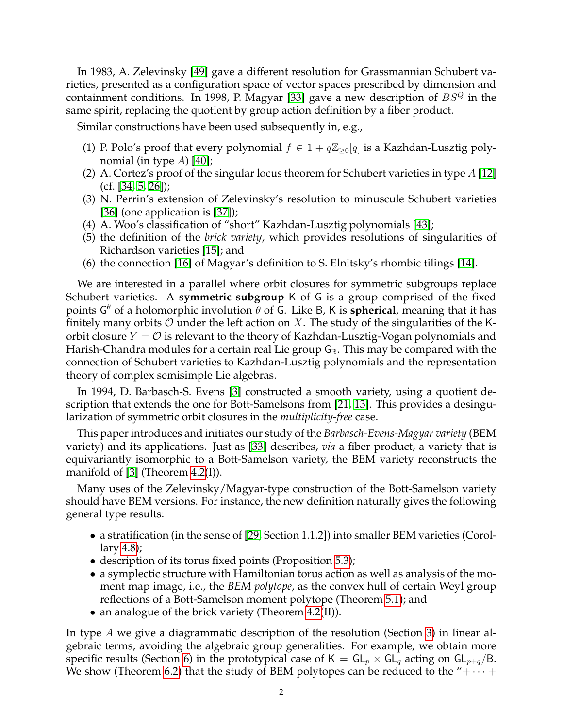In 1983, A. Zelevinsky [49] gave a different resolution for Grassmannian Schubert varieties, presented as a configuration space of vector spaces prescribed by dimension and containment conditions. In 1998, P. Magyar [33] gave a new description of $BS^Q$ in the same spirit, replacing the quotient by group action definition by a fiber product.

Similar constructions have been used subsequently in, e.g.,

(1) P. Polo's proof that every polynomial $f \in 1 + q\mathbb{Z}_{\geq 0}[q]$ is a Kazhdan-Lusztig polynomial (in type $A$) [40];
(2) A. Cortez's proof of the singular locus theorem for Schubert varieties in type $A$ [12] (cf. [34, 5, 26]);
(3) N. Perrin's extension of Zelevinsky's resolution to minuscule Schubert varieties [36] (one application is [37]);
(4) A. Woo's classification of "short" Kazhdan-Lusztig polynomials [43];
(5) the definition of the *brick variety*, which provides resolutions of singularities of Richardson varieties [15]; and
(6) the connection [16] of Magyar's definition to S. Elnitsky's rhombic tilings [14].

We are interested in a parallel where orbit closures for symmetric subgroups replace Schubert varieties. A **symmetric subgroup** $\mathsf{K}$ of $\mathsf{G}$ is a group comprised of the fixed points $\mathsf{G}^\theta$ of a holomorphic involution $\theta$ of $\mathsf{G}$. Like $\mathsf{B}$, $\mathsf{K}$ is **spherical**, meaning that it has finitely many orbits $\mathcal{O}$ under the left action on $X$. The study of the singularities of the $\mathsf{K}$-orbit closure $Y = \overline{\mathcal{O}}$ is relevant to the theory of Kazhdan-Lusztig-Vogan polynomials and Harish-Chandra modules for a certain real Lie group $\mathsf{G}_\mathbb{R}$. This may be compared with the connection of Schubert varieties to Kazhdan-Lusztig polynomials and the representation theory of complex semisimple Lie algebras.

In 1994, D. Barbasch-S. Evens [3] constructed a smooth variety, using a quotient description that extends the one for Bott-Samelsons from [21, 13]. This provides a desingularization of symmetric orbit closures in the *multiplicity-free* case.

This paper introduces and initiates our study of the *Barbasch-Evens-Magyar variety* (BEM variety) and its applications. Just as [33] describes, *via* a fiber product, a variety that is equivariantly isomorphic to a Bott-Samelson variety, the BEM variety reconstructs the manifold of [3] (Theorem 4.2(I)).

Many uses of the Zelevinsky/Magyar-type construction of the Bott-Samelson variety should have BEM versions. For instance, the new definition naturally gives the following general type results:

- a stratification (in the sense of [29, Section 1.1.2]) into smaller BEM varieties (Corollary 4.8);
- description of its torus fixed points (Proposition 5.3);
- a symplectic structure with Hamiltonian torus action as well as analysis of the moment map image, i.e., the *BEM polytope*, as the convex hull of certain Weyl group reflections of a Bott-Samelson moment polytope (Theorem 5.1); and
- an analogue of the brick variety (Theorem 4.2(II)).

In type $A$ we give a diagrammatic description of the resolution (Section 3) in linear algebraic terms, avoiding the algebraic group generalities. For example, we obtain more specific results (Section 6) in the prototypical case of $\mathsf{K} = \mathsf{GL}_p \times \mathsf{GL}_q$ acting on $\mathsf{GL}_{p+q}/\mathsf{B}$. We show (Theorem 6.2) that the study of BEM polytopes can be reduced to the "$+ \cdots +$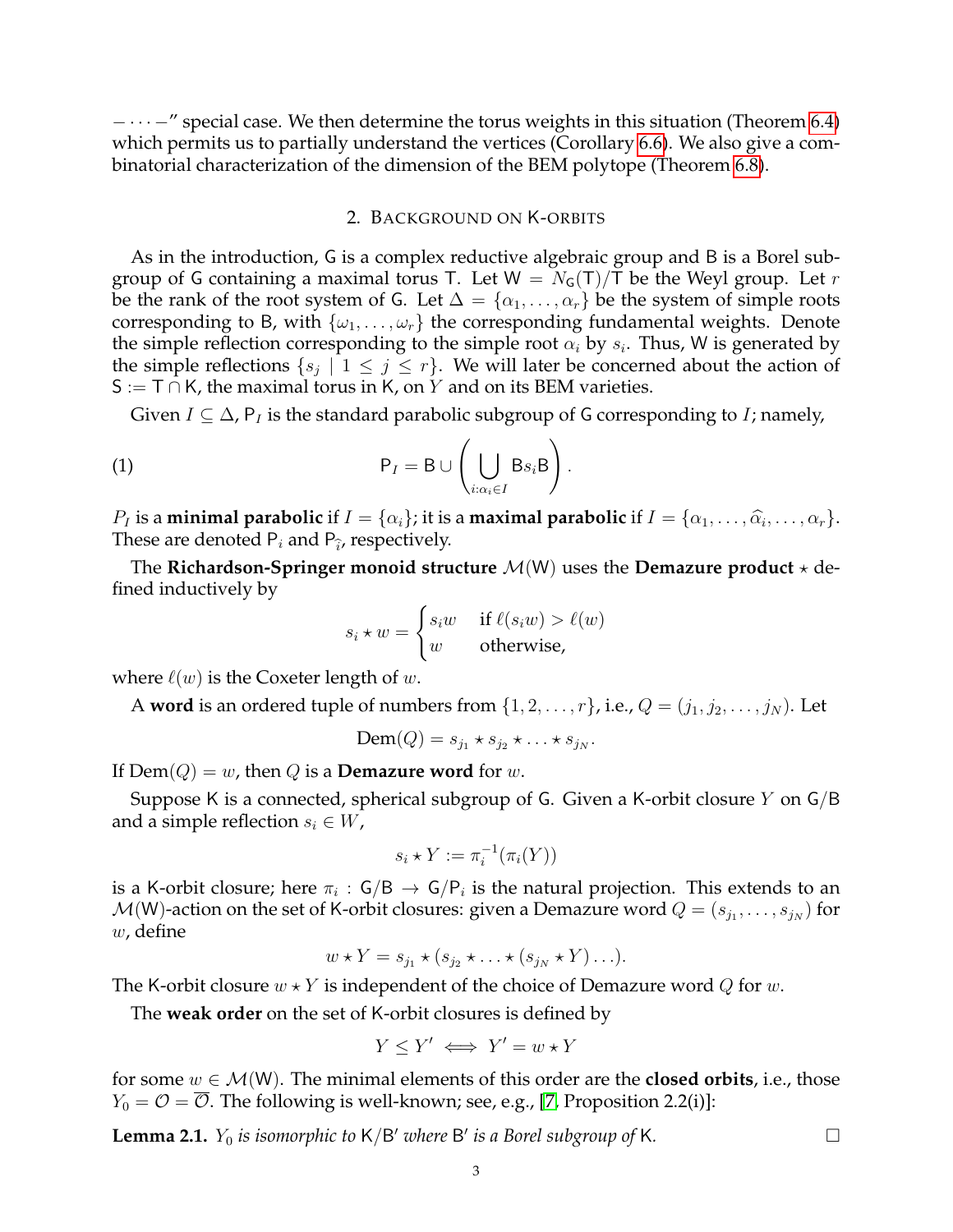$- \cdots -$" special case. We then determine the torus weights in this situation (Theorem 6.4) which permits us to partially understand the vertices (Corollary 6.6). We also give a combinatorial characterization of the dimension of the BEM polytope (Theorem 6.8).

## 2. Background on K-orbits

As in the introduction, $\mathsf{G}$ is a complex reductive algebraic group and $\mathsf{B}$ is a Borel subgroup of $\mathsf{G}$ containing a maximal torus $\mathsf{T}$. Let $\mathsf{W} = N_{\mathsf{G}}(\mathsf{T})/\mathsf{T}$ be the Weyl group. Let $r$ be the rank of the root system of $\mathsf{G}$. Let $\Delta = \{\alpha_1, \ldots, \alpha_r\}$ be the system of simple roots corresponding to $\mathsf{B}$, with $\{\omega_1, \ldots, \omega_r\}$ the corresponding fundamental weights. Denote the simple reflection corresponding to the simple root $\alpha_i$ by $s_i$. Thus, $\mathsf{W}$ is generated by the simple reflections $\{s_j \mid 1 \leq j \leq r\}$. We will later be concerned about the action of $\mathsf{S} := \mathsf{T} \cap \mathsf{K}$, the maximal torus in $\mathsf{K}$, on $Y$ and on its BEM varieties.

Given $I \subseteq \Delta$, $\mathsf{P}_I$ is the standard parabolic subgroup of $\mathsf{G}$ corresponding to $I$; namely,

$$\mathsf{P}_I = \mathsf{B} \cup \left( \bigcup_{i:\alpha_i \in I} \mathsf{B} s_i \mathsf{B} \right). \tag{1}$$

$P_I$ is a **minimal parabolic** if $I = \{\alpha_i\}$; it is a **maximal parabolic** if $I = \{\alpha_1, \ldots, \widehat{\alpha_i}, \ldots, \alpha_r\}$. These are denoted $\mathsf{P}_i$ and $\mathsf{P}_{\widehat{i}}$, respectively.

The **Richardson-Springer monoid structure** $\mathcal{M}(\mathsf{W})$ uses the **Demazure product** $\star$ defined inductively by

$$s_i \star w = \begin{cases} s_i w & \text{if } \ell(s_i w) > \ell(w) \\ w & \text{otherwise,} \end{cases}$$

where $\ell(w)$ is the Coxeter length of $w$.

A **word** is an ordered tuple of numbers from $\{1, 2, \ldots, r\}$, i.e., $Q = (j_1, j_2, \ldots, j_N)$. Let

$$\mathrm{Dem}(Q) = s_{j_1} \star s_{j_2} \star \ldots \star s_{j_N}.$$

If $\mathrm{Dem}(Q) = w$, then $Q$ is a **Demazure word** for $w$.

Suppose $\mathsf{K}$ is a connected, spherical subgroup of $\mathsf{G}$. Given a $\mathsf{K}$-orbit closure $Y$ on $\mathsf{G}/\mathsf{B}$ and a simple reflection $s_i \in W$,

$$s_i \star Y := \pi_i^{-1}(\pi_i(Y))$$

is a $\mathsf{K}$-orbit closure; here $\pi_i : \mathsf{G}/\mathsf{B} \to \mathsf{G}/\mathsf{P}_i$ is the natural projection. This extends to an $\mathcal{M}(\mathsf{W})$-action on the set of $\mathsf{K}$-orbit closures: given a Demazure word $Q = (s_{j_1}, \ldots, s_{j_N})$ for $w$, define

$$w \star Y = s_{j_1} \star (s_{j_2} \star \ldots \star (s_{j_N} \star Y) \ldots).$$

The $\mathsf{K}$-orbit closure $w \star Y$ is independent of the choice of Demazure word $Q$ for $w$.

The **weak order** on the set of $\mathsf{K}$-orbit closures is defined by

$$Y \leq Y' \iff Y' = w \star Y$$

for some $w \in \mathcal{M}(\mathsf{W})$. The minimal elements of this order are the **closed orbits**, i.e., those $Y_0 = \mathcal{O} = \overline{\mathcal{O}}$. The following is well-known; see, e.g., [7, Proposition 2.2(i)]:

**Lemma 2.1.** *$Y_0$ is isomorphic to $\mathsf{K}/\mathsf{B}'$ where $\mathsf{B}'$ is a Borel subgroup of $\mathsf{K}$.* □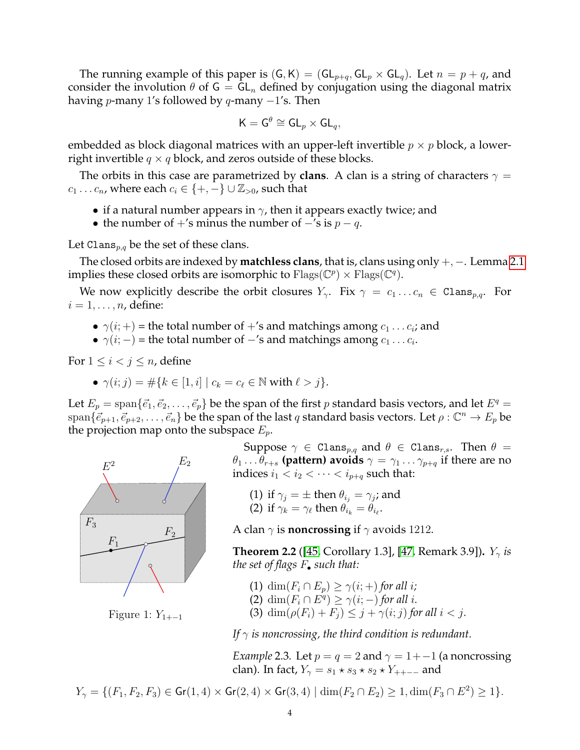The running example of this paper is $(\mathsf{G},\mathsf{K}) = (\mathsf{GL}_{p+q}, \mathsf{GL}_p \times \mathsf{GL}_q)$. Let $n = p+q$, and consider the involution $\theta$ of $\mathsf{G} = \mathsf{GL}_n$ defined by conjugation using the diagonal matrix having $p$-many 1's followed by $q$-many $-1$'s. Then

$$\mathsf{K} = \mathsf{G}^\theta \cong \mathsf{GL}_p \times \mathsf{GL}_q,$$

embedded as block diagonal matrices with an upper-left invertible $p \times p$ block, a lower-right invertible $q \times q$ block, and zeros outside of these blocks.

The orbits in this case are parametrized by **clans**. A clan is a string of characters $\gamma = c_1 \ldots c_n$, where each $c_i \in \{+,-\} \cup \mathbb{Z}_{>0}$, such that

- if a natural number appears in $\gamma$, then it appears exactly twice; and
- the number of $+$'s minus the number of $-$'s is $p - q$.

Let $\mathtt{Clans}_{p,q}$ be the set of these clans.

The closed orbits are indexed by **matchless clans**, that is, clans using only $+, -$. Lemma 2.1 implies these closed orbits are isomorphic to $\mathrm{Flags}(\mathbb{C}^p) \times \mathrm{Flags}(\mathbb{C}^q)$.

We now explicitly describe the orbit closures $Y_\gamma$. Fix $\gamma = c_1 \ldots c_n \in \mathtt{Clans}_{p,q}$. For $i = 1, \ldots, n$, define:

- $\gamma(i;+)$ = the total number of $+$'s and matchings among $c_1 \ldots c_i$; and
- $\gamma(i;-)$ = the total number of $-$'s and matchings among $c_1 \ldots c_i$.

For $1 \le i < j \le n$, define

- $\gamma(i;j) = \#\{k \in [1,i] \mid c_k = c_\ell \in \mathbb{N} \text{ with } \ell > j\}$.

Let $E_p = \mathrm{span}\{\vec{e}_1, \vec{e}_2, \ldots, \vec{e}_p\}$ be the span of the first $p$ standard basis vectors, and let $E^q = \mathrm{span}\{\vec{e}_{p+1}, \vec{e}_{p+2}, \ldots, \vec{e}_n\}$ be the span of the last $q$ standard basis vectors. Let $\rho : \mathbb{C}^n \to E_p$ be the projection map onto the subspace $E_p$.

Suppose $\gamma \in \mathtt{Clans}_{p,q}$ and $\theta \in \mathtt{Clans}_{r,s}$. Then $\theta = \theta_1 \ldots \theta_{r+s}$ **(pattern) avoids** $\gamma = \gamma_1 \ldots \gamma_{p+q}$ if there are no indices $i_1 < i_2 < \cdots < i_{p+q}$ such that:

(1) if $\gamma_j = \pm$ then $\theta_{i_j} = \gamma_j$; and
(2) if $\gamma_k = \gamma_\ell$ then $\theta_{i_k} = \theta_{i_\ell}$.

A clan $\gamma$ is **noncrossing** if $\gamma$ avoids 1212.

Figure 1: $Y_{1+-1}$

**Theorem 2.2** ([45, Corollary 1.3], [47, Remark 3.9]). *$Y_\gamma$ is the set of flags $F_\bullet$ such that:*

(1) $\dim(F_i \cap E_p) \ge \gamma(i;+)$ *for all $i$;*
(2) $\dim(F_i \cap E^q) \ge \gamma(i;-)$ *for all $i$.*
(3) $\dim(\rho(F_i) + F_j) \le j + \gamma(i;j)$ *for all $i < j$.*

*If $\gamma$ is noncrossing, the third condition is redundant.*

*Example* 2.3. Let $p = q = 2$ and $\gamma = 1{+}{-}1$ (a noncrossing clan). In fact, $Y_\gamma = s_1 \star s_3 \star s_2 \star Y_{++--}$ and

$$Y_\gamma = \{(F_1, F_2, F_3) \in \mathsf{Gr}(1,4) \times \mathsf{Gr}(2,4) \times \mathsf{Gr}(3,4) \mid \dim(F_2 \cap E_2) \ge 1, \dim(F_3 \cap E^2) \ge 1\}.$$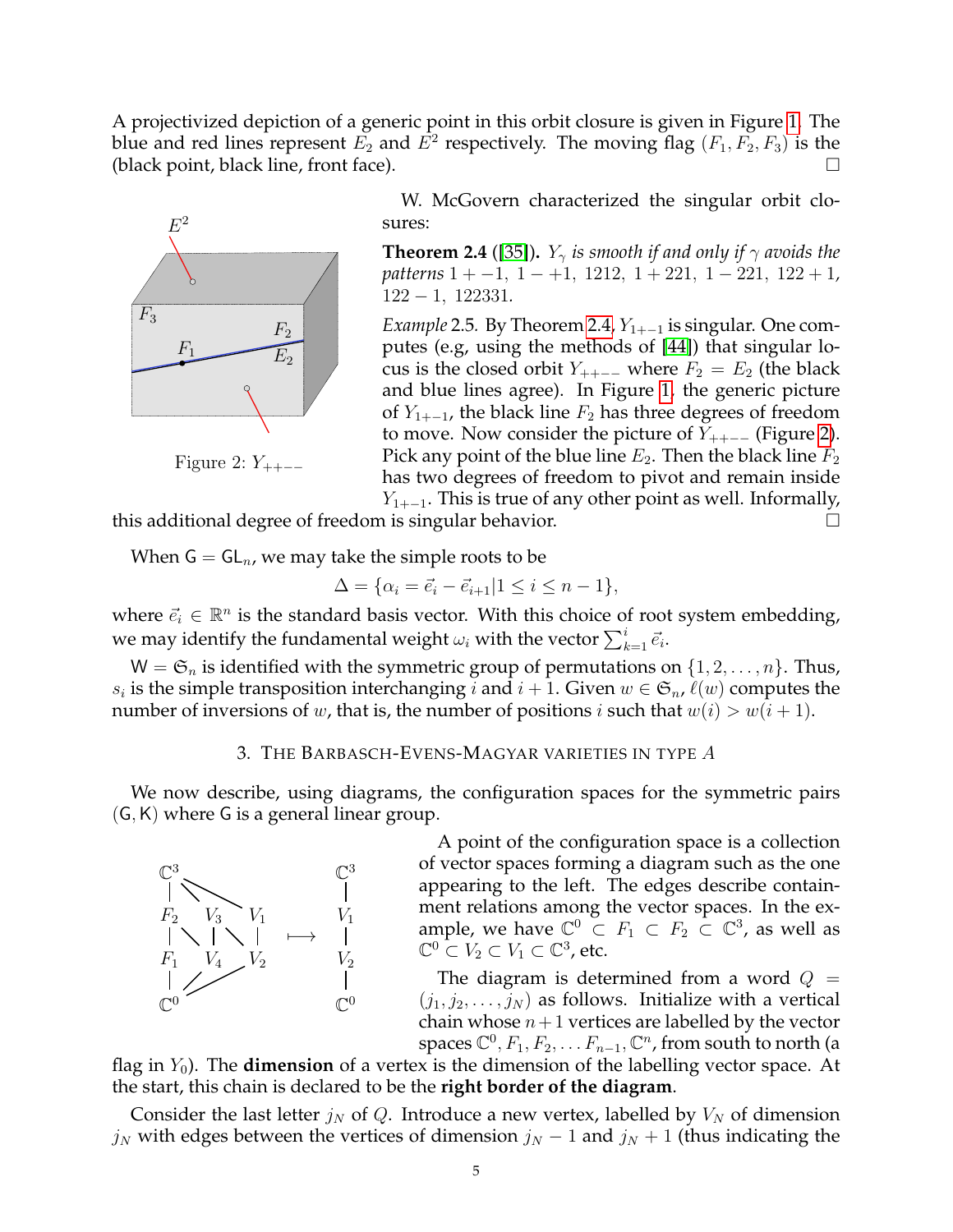A projectivized depiction of a generic point in this orbit closure is given in Figure 1. The blue and red lines represent $E_2$ and $E^2$ respectively. The moving flag $(F_1, F_2, F_3)$ is the (black point, black line, front face). □

Figure 2: $Y_{++--}$

W. McGovern characterized the singular orbit closures:

**Theorem 2.4** ([35]). *$Y_\gamma$ is smooth if and only if $\gamma$ avoids the patterns $1+-1$, $1-+1$, $1212$, $1+221$, $1-221$, $122+1$, $122-1$, $122331$.*

*Example* 2.5. By Theorem 2.4, $Y_{1+-1}$ is singular. One computes (e.g, using the methods of [44]) that singular locus is the closed orbit $Y_{++--}$ where $F_2 = E_2$ (the black and blue lines agree). In Figure 1, the generic picture of $Y_{1+-1}$, the black line $F_2$ has three degrees of freedom to move. Now consider the picture of $Y_{++--}$ (Figure 2). Pick any point of the blue line $E_2$. Then the black line $F_2$ has two degrees of freedom to pivot and remain inside $Y_{1+-1}$. This is true of any other point as well. Informally, this additional degree of freedom is singular behavior. □

When $\mathsf{G} = \mathsf{GL}_n$, we may take the simple roots to be

$$\Delta = \{\alpha_i = \vec{e}_i - \vec{e}_{i+1} | 1 \leq i \leq n-1\},$$

where $\vec{e}_i \in \mathbb{R}^n$ is the standard basis vector. With this choice of root system embedding, we may identify the fundamental weight $\omega_i$ with the vector $\sum_{k=1}^{i} \vec{e}_i$.

$\mathsf{W} = \mathfrak{S}_n$ is identified with the symmetric group of permutations on $\{1, 2, \ldots, n\}$. Thus, $s_i$ is the simple transposition interchanging $i$ and $i+1$. Given $w \in \mathfrak{S}_n$, $\ell(w)$ computes the number of inversions of $w$, that is, the number of positions $i$ such that $w(i) > w(i+1)$.

## 3. The Barbasch-Evens-Magyar varieties in type $A$

We now describe, using diagrams, the configuration spaces for the symmetric pairs $(\mathsf{G}, \mathsf{K})$ where $\mathsf{G}$ is a general linear group.

A point of the configuration space is a collection of vector spaces forming a diagram such as the one appearing to the left. The edges describe containment relations among the vector spaces. In the example, we have $\mathbb{C}^0 \subset F_1 \subset F_2 \subset \mathbb{C}^3$, as well as $\mathbb{C}^0 \subset V_2 \subset V_1 \subset \mathbb{C}^3$, etc.

The diagram is determined from a word $Q = (j_1, j_2, \ldots, j_N)$ as follows. Initialize with a vertical chain whose $n+1$ vertices are labelled by the vector spaces $\mathbb{C}^0, F_1, F_2, \ldots F_{n-1}, \mathbb{C}^n$, from south to north (a flag in $Y_0$). The **dimension** of a vertex is the dimension of the labelling vector space. At the start, this chain is declared to be the **right border of the diagram**.

Consider the last letter $j_N$ of $Q$. Introduce a new vertex, labelled by $V_N$ of dimension $j_N$ with edges between the vertices of dimension $j_N - 1$ and $j_N + 1$ (thus indicating the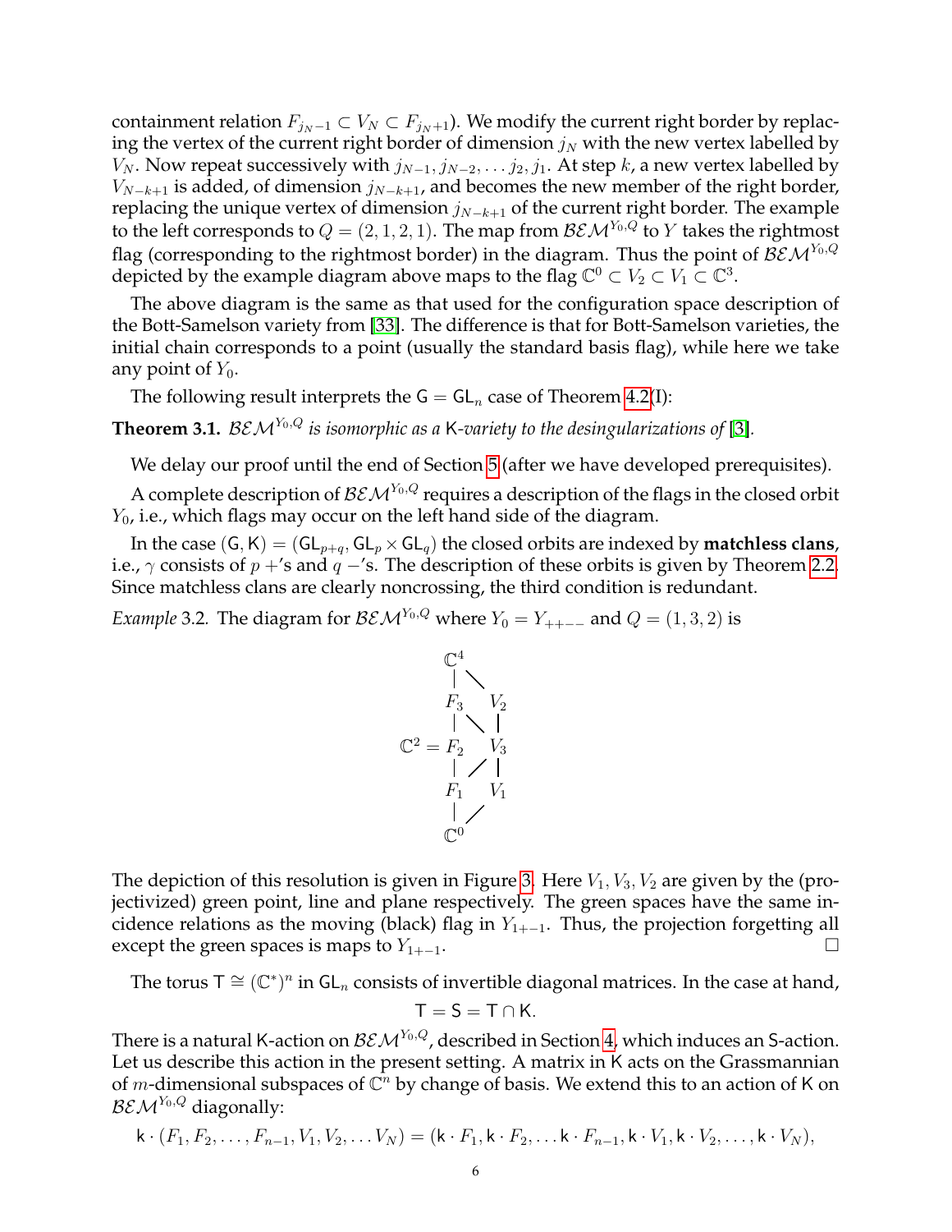containment relation $F_{j_N-1} \subset V_N \subset F_{j_N+1}$). We modify the current right border by replacing the vertex of the current right border of dimension $j_N$ with the new vertex labelled by $V_N$. Now repeat successively with $j_{N-1}, j_{N-2}, \ldots j_2, j_1$. At step $k$, a new vertex labelled by $V_{N-k+1}$ is added, of dimension $j_{N-k+1}$, and becomes the new member of the right border, replacing the unique vertex of dimension $j_{N-k+1}$ of the current right border. The example to the left corresponds to $Q = (2, 1, 2, 1)$. The map from $\mathcal{BEM}^{Y_0,Q}$ to $Y$ takes the rightmost flag (corresponding to the rightmost border) in the diagram. Thus the point of $\mathcal{BEM}^{Y_0,Q}$ depicted by the example diagram above maps to the flag $\mathbb{C}^0 \subset V_2 \subset V_1 \subset \mathbb{C}^3$.

The above diagram is the same as that used for the configuration space description of the Bott-Samelson variety from [33]. The difference is that for Bott-Samelson varieties, the initial chain corresponds to a point (usually the standard basis flag), while here we take any point of $Y_0$.

The following result interprets the $\mathsf{G} = \mathsf{GL}_n$ case of Theorem 4.2(I):

**Theorem 3.1.** *$\mathcal{BEM}^{Y_0,Q}$ is isomorphic as a $\mathsf{K}$-variety to the desingularizations of [3].*

We delay our proof until the end of Section 5 (after we have developed prerequisites).

A complete description of $\mathcal{BEM}^{Y_0,Q}$ requires a description of the flags in the closed orbit $Y_0$, i.e., which flags may occur on the left hand side of the diagram.

In the case $(\mathsf{G}, \mathsf{K}) = (\mathsf{GL}_{p+q}, \mathsf{GL}_p \times \mathsf{GL}_q)$ the closed orbits are indexed by **matchless clans**, i.e., $\gamma$ consists of $p$ $+$'s and $q$ $-$'s. The description of these orbits is given by Theorem 2.2. Since matchless clans are clearly noncrossing, the third condition is redundant.

*Example* 3.2. The diagram for $\mathcal{BEM}^{Y_0,Q}$ where $Y_0 = Y_{++--}$ and $Q = (1, 3, 2)$ is

$$
\begin{array}{ccc}
 & \mathbb{C}^4 & \\
 & | \quad \diagdown & \\
 & F_3 \quad & V_2 \\
 & | \quad \diagdown \quad | & \\
\mathbb{C}^2 = & F_2 \quad & V_3 \\
 & | \quad \diagup \quad | & \\
 & F_1 \quad & V_1 \\
 & | \quad \diagup & \\
 & \mathbb{C}^0 &
\end{array}
$$

The depiction of this resolution is given in Figure 3. Here $V_1, V_3, V_2$ are given by the (projectivized) green point, line and plane respectively. The green spaces have the same incidence relations as the moving (black) flag in $Y_{1+-1}$. Thus, the projection forgetting all except the green spaces is maps to $Y_{1+-1}$. $\square$

The torus $\mathsf{T} \cong (\mathbb{C}^*)^n$ in $\mathsf{GL}_n$ consists of invertible diagonal matrices. In the case at hand,

$$\mathsf{T} = \mathsf{S} = \mathsf{T} \cap \mathsf{K}.$$

There is a natural $\mathsf{K}$-action on $\mathcal{BEM}^{Y_0,Q}$, described in Section 4, which induces an $\mathsf{S}$-action. Let us describe this action in the present setting. A matrix in $\mathsf{K}$ acts on the Grassmannian of $m$-dimensional subspaces of $\mathbb{C}^n$ by change of basis. We extend this to an action of $\mathsf{K}$ on $\mathcal{BEM}^{Y_0,Q}$ diagonally:

$$\mathsf{k} \cdot (F_1, F_2, \ldots, F_{n-1}, V_1, V_2, \ldots V_N) = (\mathsf{k} \cdot F_1, \mathsf{k} \cdot F_2, \ldots \mathsf{k} \cdot F_{n-1}, \mathsf{k} \cdot V_1, \mathsf{k} \cdot V_2, \ldots, \mathsf{k} \cdot V_N),$$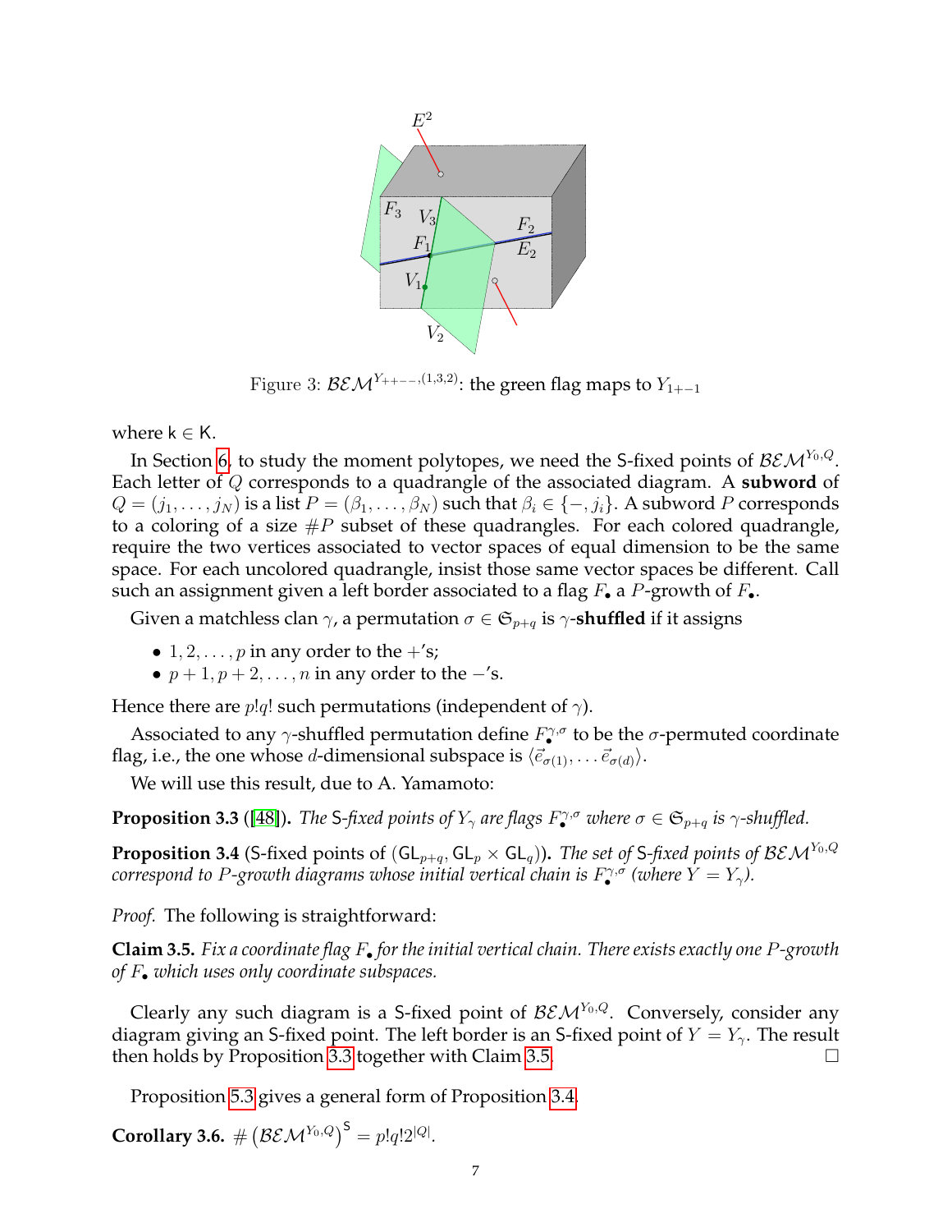Figure 3: $\mathcal{BEM}^{Y_{++--},(1,3,2)}$: the green flag maps to $Y_{1+-1}$

where $\mathsf{k} \in \mathsf{K}$.

In Section 6, to study the moment polytopes, we need the S-fixed points of $\mathcal{BEM}^{Y_0,Q}$. Each letter of $Q$ corresponds to a quadrangle of the associated diagram. A **subword** of $Q = (j_1, \ldots, j_N)$ is a list $P = (\beta_1, \ldots, \beta_N)$ such that $\beta_i \in \{-, j_i\}$. A subword $P$ corresponds to a coloring of a size $\#P$ subset of these quadrangles. For each colored quadrangle, require the two vertices associated to vector spaces of equal dimension to be the same space. For each uncolored quadrangle, insist those same vector spaces be different. Call such an assignment given a left border associated to a flag $F_\bullet$ a $P$-growth of $F_\bullet$.

Given a matchless clan $\gamma$, a permutation $\sigma \in \mathfrak{S}_{p+q}$ is $\gamma$-**shuffled** if it assigns

- $1, 2, \ldots, p$ in any order to the $+$'s;
- $p+1, p+2, \ldots, n$ in any order to the $-$'s.

Hence there are $p!q!$ such permutations (independent of $\gamma$).

Associated to any $\gamma$-shuffled permutation define $F_\bullet^{\gamma,\sigma}$ to be the $\sigma$-permuted coordinate flag, i.e., the one whose $d$-dimensional subspace is $\langle \vec{e}_{\sigma(1)}, \ldots \vec{e}_{\sigma(d)} \rangle$.

We will use this result, due to A. Yamamoto:

**Proposition 3.3** ([48]). *The* S*-fixed points of $Y_\gamma$ are flags $F_\bullet^{\gamma,\sigma}$ where $\sigma \in \mathfrak{S}_{p+q}$ is $\gamma$-shuffled.*

**Proposition 3.4** (S-fixed points of $(\mathsf{GL}_{p+q}, \mathsf{GL}_p \times \mathsf{GL}_q)$). *The set of* S*-fixed points of $\mathcal{BEM}^{Y_0,Q}$ correspond to $P$-growth diagrams whose initial vertical chain is $F_\bullet^{\gamma,\sigma}$ (where $Y = Y_\gamma$).*

*Proof.* The following is straightforward:

**Claim 3.5.** *Fix a coordinate flag $F_\bullet$ for the initial vertical chain. There exists exactly one $P$-growth of $F_\bullet$ which uses only coordinate subspaces.*

Clearly any such diagram is a S-fixed point of $\mathcal{BEM}^{Y_0,Q}$. Conversely, consider any diagram giving an S-fixed point. The left border is an S-fixed point of $Y = Y_\gamma$. The result then holds by Proposition 3.3 together with Claim 3.5. □

Proposition 5.3 gives a general form of Proposition 3.4.

**Corollary 3.6.** $\#\left(\mathcal{BEM}^{Y_0,Q}\right)^{\mathsf{S}} = p!q!2^{|Q|}$.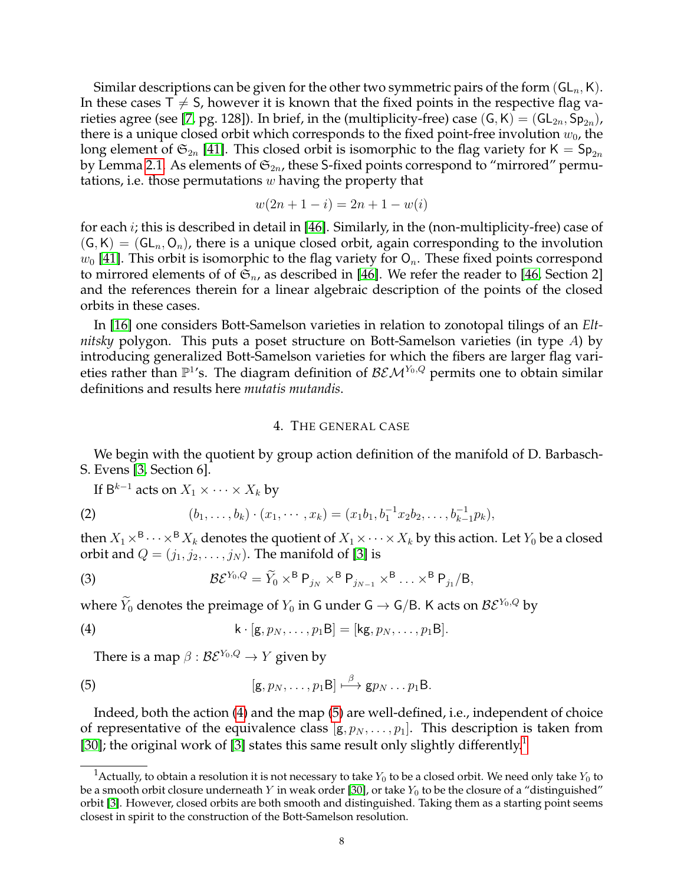Similar descriptions can be given for the other two symmetric pairs of the form $(\mathsf{GL}_n, \mathsf{K})$. In these cases $\mathsf{T} \neq \mathsf{S}$, however it is known that the fixed points in the respective flag varieties agree (see [7, pg. 128]). In brief, in the (multiplicity-free) case $(\mathsf{G}, \mathsf{K}) = (\mathsf{GL}_{2n}, \mathsf{Sp}_{2n})$, there is a unique closed orbit which corresponds to the fixed point-free involution $w_0$, the long element of $\mathfrak{S}_{2n}$ [41]. This closed orbit is isomorphic to the flag variety for $\mathsf{K} = \mathsf{Sp}_{2n}$ by Lemma 2.1. As elements of $\mathfrak{S}_{2n}$, these $\mathsf{S}$-fixed points correspond to "mirrored" permutations, i.e. those permutations $w$ having the property that

$$w(2n+1-i) = 2n+1-w(i)$$

for each $i$; this is described in detail in [46]. Similarly, in the (non-multiplicity-free) case of $(\mathsf{G}, \mathsf{K}) = (\mathsf{GL}_n, \mathsf{O}_n)$, there is a unique closed orbit, again corresponding to the involution $w_0$ [41]. This orbit is isomorphic to the flag variety for $\mathsf{O}_n$. These fixed points correspond to mirrored elements of of $\mathfrak{S}_n$, as described in [46]. We refer the reader to [46, Section 2] and the references therein for a linear algebraic description of the points of the closed orbits in these cases.

In [16] one considers Bott-Samelson varieties in relation to zonotopal tilings of an *Eltnitsky* polygon. This puts a poset structure on Bott-Samelson varieties (in type $A$) by introducing generalized Bott-Samelson varieties for which the fibers are larger flag varieties rather than $\mathbb{P}^1$'s. The diagram definition of $\mathcal{BEM}^{Y_0,Q}$ permits one to obtain similar definitions and results here *mutatis mutandis*.

## 4. The general case

We begin with the quotient by group action definition of the manifold of D. Barbasch-S. Evens [3, Section 6].

If $\mathsf{B}^{k-1}$ acts on $X_1 \times \cdots \times X_k$ by

$$(b_1, \ldots, b_k) \cdot (x_1, \cdots, x_k) = (x_1 b_1, b_1^{-1} x_2 b_2, \ldots, b_{k-1}^{-1} p_k), \tag{2}$$

then $X_1 \times^{\mathsf{B}} \cdots \times^{\mathsf{B}} X_k$ denotes the quotient of $X_1 \times \cdots \times X_k$ by this action. Let $Y_0$ be a closed orbit and $Q = (j_1, j_2, \ldots, j_N)$. The manifold of [3] is

$$\mathcal{BE}^{Y_0,Q} = \widetilde{Y}_0 \times^{\mathsf{B}} \mathsf{P}_{j_N} \times^{\mathsf{B}} \mathsf{P}_{j_{N-1}} \times^{\mathsf{B}} \ldots \times^{\mathsf{B}} \mathsf{P}_{j_1}/\mathsf{B}, \tag{3}$$

where $\widetilde{Y}_0$ denotes the preimage of $Y_0$ in $\mathsf{G}$ under $\mathsf{G} \to \mathsf{G}/\mathsf{B}$. $\mathsf{K}$ acts on $\mathcal{BE}^{Y_0,Q}$ by

$$\mathsf{k} \cdot [\mathsf{g}, p_N, \ldots, p_1\mathsf{B}] = [\mathsf{kg}, p_N, \ldots, p_1\mathsf{B}]. \tag{4}$$

There is a map $\beta : \mathcal{BE}^{Y_0,Q} \to Y$ given by

$$[\mathsf{g}, p_N, \ldots, p_1\mathsf{B}] \xmapsto{\beta} \mathsf{g} p_N \ldots p_1 \mathsf{B}. \tag{5}$$

Indeed, both the action (4) and the map (5) are well-defined, i.e., independent of choice of representative of the equivalence class $[\mathsf{g}, p_N, \ldots, p_1]$. This description is taken from [30]; the original work of [3] states this same result only slightly differently.[1]

[1] Actually, to obtain a resolution it is not necessary to take $Y_0$ to be a closed orbit. We need only take $Y_0$ to be a smooth orbit closure underneath $Y$ in weak order [30], or take $Y_0$ to be the closure of a "distinguished" orbit [3]. However, closed orbits are both smooth and distinguished. Taking them as a starting point seems closest in spirit to the construction of the Bott-Samelson resolution.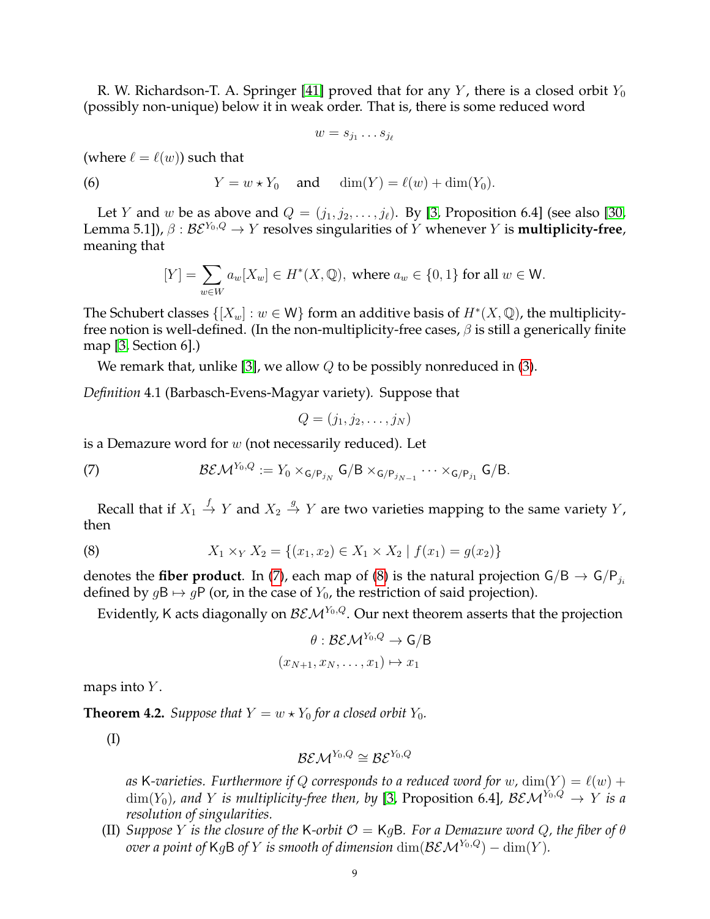R. W. Richardson-T. A. Springer [41] proved that for any $Y$, there is a closed orbit $Y_0$ (possibly non-unique) below it in weak order. That is, there is some reduced word

$$w = s_{j_1} \dots s_{j_\ell}$$

(where $\ell = \ell(w)$) such that

$$Y = w \star Y_0 \quad \text{and} \quad \dim(Y) = \ell(w) + \dim(Y_0). \tag{6}$$

Let $Y$ and $w$ be as above and $Q = (j_1, j_2, \dots, j_\ell)$. By [3, Proposition 6.4] (see also [30, Lemma 5.1]), $\beta : \mathcal{BE}^{Y_0,Q} \to Y$ resolves singularities of $Y$ whenever $Y$ is **multiplicity-free**, meaning that

$$[Y] = \sum_{w \in W} a_w [X_w] \in H^*(X, \mathbb{Q}), \text{ where } a_w \in \{0,1\} \text{ for all } w \in \mathsf{W}.$$

The Schubert classes $\{[X_w] : w \in \mathsf{W}\}$ form an additive basis of $H^*(X, \mathbb{Q})$, the multiplicity-free notion is well-defined. (In the non-multiplicity-free cases, $\beta$ is still a generically finite map [3, Section 6].)

We remark that, unlike [3], we allow $Q$ to be possibly nonreduced in (3).

*Definition* 4.1 (Barbasch-Evens-Magyar variety). Suppose that

$$Q = (j_1, j_2, \dots, j_N)$$

is a Demazure word for $w$ (not necessarily reduced). Let

$$\mathcal{BEM}^{Y_0,Q} := Y_0 \times_{\mathsf{G}/\mathsf{P}_{j_N}} \mathsf{G}/\mathsf{B} \times_{\mathsf{G}/\mathsf{P}_{j_{N-1}}} \cdots \times_{\mathsf{G}/\mathsf{P}_{j_1}} \mathsf{G}/\mathsf{B}. \tag{7}$$

Recall that if $X_1 \xrightarrow{f} Y$ and $X_2 \xrightarrow{g} Y$ are two varieties mapping to the same variety $Y$, then

$$X_1 \times_Y X_2 = \{(x_1, x_2) \in X_1 \times X_2 \mid f(x_1) = g(x_2)\} \tag{8}$$

denotes the **fiber product**. In (7), each map of (8) is the natural projection $\mathsf{G}/\mathsf{B} \to \mathsf{G}/\mathsf{P}_{j_i}$ defined by $g\mathsf{B} \mapsto g\mathsf{P}$ (or, in the case of $Y_0$, the restriction of said projection).

Evidently, $\mathsf{K}$ acts diagonally on $\mathcal{BEM}^{Y_0,Q}$. Our next theorem asserts that the projection

$$\theta : \mathcal{BEM}^{Y_0,Q} \to \mathsf{G}/\mathsf{B}$$
$$(x_{N+1}, x_N, \dots, x_1) \mapsto x_1$$

maps into $Y$.

**Theorem 4.2.** *Suppose that $Y = w \star Y_0$ for a closed orbit $Y_0$.*

(I)
$$\mathcal{BEM}^{Y_0,Q} \cong \mathcal{BE}^{Y_0,Q}$$

*as $\mathsf{K}$-varieties. Furthermore if $Q$ corresponds to a reduced word for $w$, $\dim(Y) = \ell(w) + \dim(Y_0)$, and $Y$ is multiplicity-free then, by [3, Proposition 6.4], $\mathcal{BEM}^{Y_0,Q} \to Y$ is a resolution of singularities.*

(II) *Suppose $Y$ is the closure of the $\mathsf{K}$-orbit $\mathcal{O} = \mathsf{K}g\mathsf{B}$. For a Demazure word $Q$, the fiber of $\theta$ over a point of $\mathsf{K}g\mathsf{B}$ of $Y$ is smooth of dimension $\dim(\mathcal{BEM}^{Y_0,Q}) - \dim(Y)$.*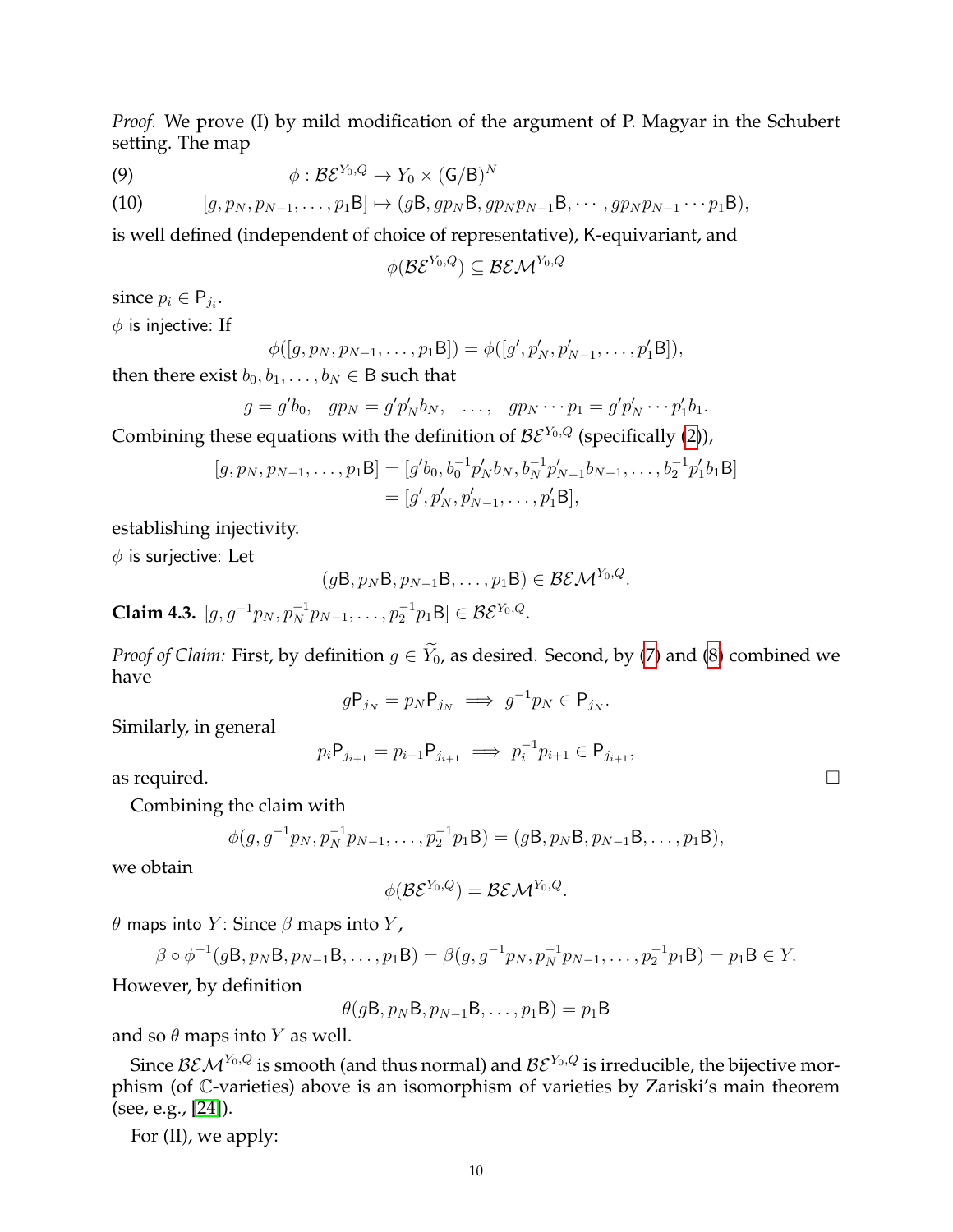*Proof.* We prove (I) by mild modification of the argument of P. Magyar in the Schubert setting. The map

$$\phi : \mathcal{BE}^{Y_0,Q} \to Y_0 \times (\mathsf{G}/\mathsf{B})^N \tag{9}$$

$$[g, p_N, p_{N-1}, \ldots, p_1\mathsf{B}] \mapsto (g\mathsf{B}, gp_N\mathsf{B}, gp_Np_{N-1}\mathsf{B}, \cdots, gp_Np_{N-1}\cdots p_1\mathsf{B}), \tag{10}$$

is well defined (independent of choice of representative), K-equivariant, and

$$\phi(\mathcal{BE}^{Y_0,Q}) \subseteq \mathcal{BEM}^{Y_0,Q}$$

since $p_i \in \mathsf{P}_{j_i}$.

$\phi$ is injective: If

$$\phi([g, p_N, p_{N-1}, \ldots, p_1\mathsf{B}]) = \phi([g', p'_N, p'_{N-1}, \ldots, p'_1\mathsf{B}]),$$

then there exist $b_0, b_1, \ldots, b_N \in \mathsf{B}$ such that

$$g = g'b_0, \quad gp_N = g'p'_Nb_N, \quad \ldots, \quad gp_N\cdots p_1 = g'p'_N\cdots p'_1b_1.$$

Combining these equations with the definition of $\mathcal{BE}^{Y_0,Q}$ (specifically (2)),

$$\begin{aligned}[g, p_N, p_{N-1}, \ldots, p_1\mathsf{B}] &= [g'b_0, b_0^{-1}p'_Nb_N, b_N^{-1}p'_{N-1}b_{N-1}, \ldots, b_2^{-1}p'_1b_1\mathsf{B}] \\ &= [g', p'_N, p'_{N-1}, \ldots, p'_1\mathsf{B}],\end{aligned}$$

establishing injectivity.

$\phi$ is surjective: Let

$$(g\mathsf{B}, p_N\mathsf{B}, p_{N-1}\mathsf{B}, \ldots, p_1\mathsf{B}) \in \mathcal{BEM}^{Y_0,Q}.$$

**Claim 4.3.** $[g, g^{-1}p_N, p_N^{-1}p_{N-1}, \ldots, p_2^{-1}p_1\mathsf{B}] \in \mathcal{BE}^{Y_0,Q}$.

*Proof of Claim:* First, by definition $g \in \widetilde{Y}_0$, as desired. Second, by (7) and (8) combined we have

$$g\mathsf{P}_{j_N} = p_N\mathsf{P}_{j_N} \implies g^{-1}p_N \in \mathsf{P}_{j_N}.$$

Similarly, in general

$$p_i\mathsf{P}_{j_{i+1}} = p_{i+1}\mathsf{P}_{j_{i+1}} \implies p_i^{-1}p_{i+1} \in \mathsf{P}_{j_{i+1}},$$

as required. □

Combining the claim with

$$\phi(g, g^{-1}p_N, p_N^{-1}p_{N-1}, \ldots, p_2^{-1}p_1\mathsf{B}) = (g\mathsf{B}, p_N\mathsf{B}, p_{N-1}\mathsf{B}, \ldots, p_1\mathsf{B}),$$

we obtain

$$\phi(\mathcal{BE}^{Y_0,Q}) = \mathcal{BEM}^{Y_0,Q}.$$

$\theta$ maps into $Y$: Since $\beta$ maps into $Y$,

$$\beta \circ \phi^{-1}(g\mathsf{B}, p_N\mathsf{B}, p_{N-1}\mathsf{B}, \ldots, p_1\mathsf{B}) = \beta(g, g^{-1}p_N, p_N^{-1}p_{N-1}, \ldots, p_2^{-1}p_1\mathsf{B}) = p_1\mathsf{B} \in Y.$$

However, by definition

$$\theta(g\mathsf{B}, p_N\mathsf{B}, p_{N-1}\mathsf{B}, \ldots, p_1\mathsf{B}) = p_1\mathsf{B}$$

and so $\theta$ maps into $Y$ as well.

Since $\mathcal{BEM}^{Y_0,Q}$ is smooth (and thus normal) and $\mathcal{BE}^{Y_0,Q}$ is irreducible, the bijective morphism (of $\mathbb{C}$-varieties) above is an isomorphism of varieties by Zariski's main theorem (see, e.g., [24]).

For (II), we apply: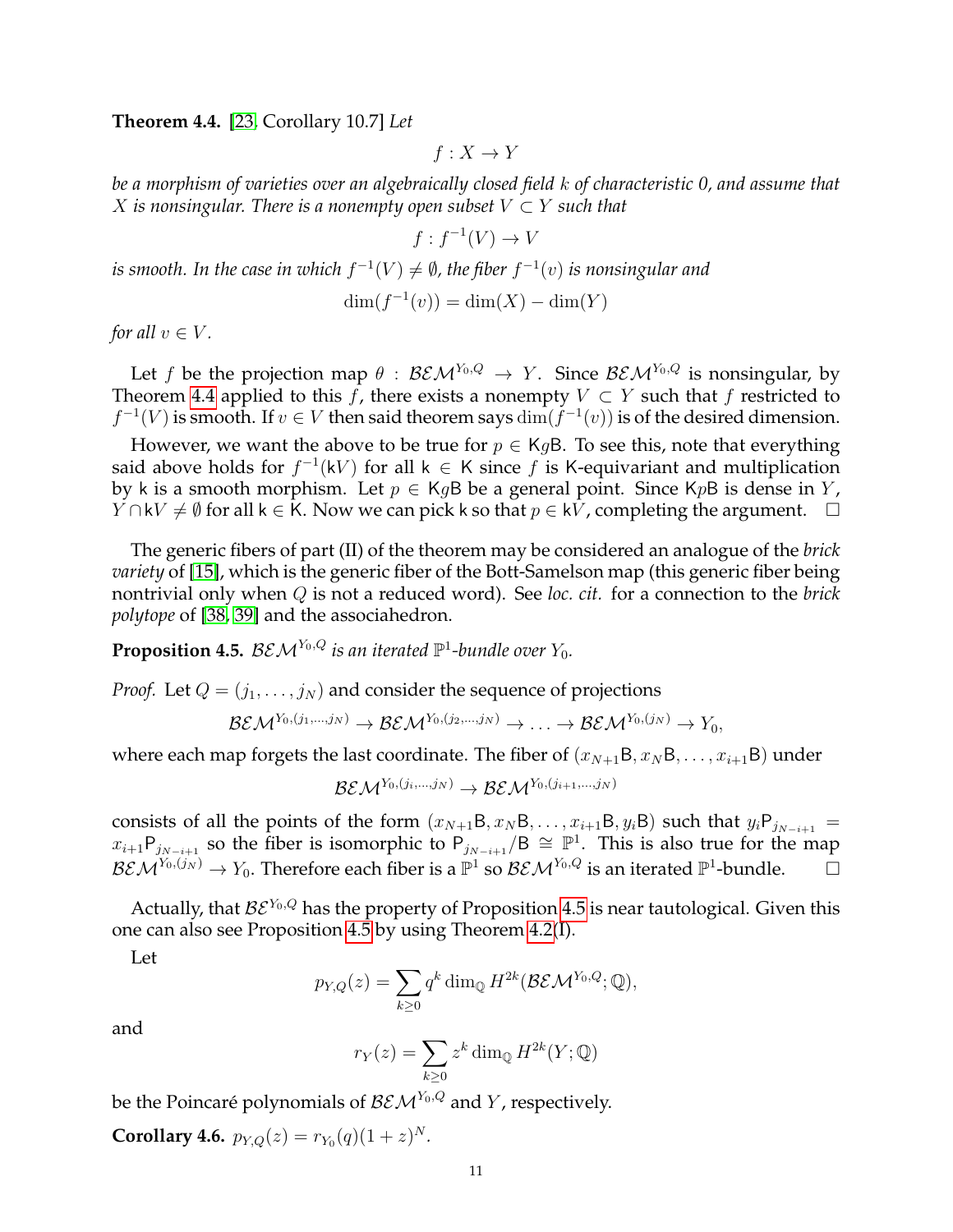**Theorem 4.4.** [23, Corollary 10.7] *Let*

$$f : X \to Y$$

*be a morphism of varieties over an algebraically closed field $k$ of characteristic 0, and assume that $X$ is nonsingular. There is a nonempty open subset $V \subset Y$ such that*

$$f : f^{-1}(V) \to V$$

*is smooth. In the case in which $f^{-1}(V) \neq \emptyset$, the fiber $f^{-1}(v)$ is nonsingular and*

$$\dim(f^{-1}(v)) = \dim(X) - \dim(Y)$$

*for all $v \in V$.*

Let $f$ be the projection map $\theta : \mathcal{BEM}^{Y_0,Q} \to Y$. Since $\mathcal{BEM}^{Y_0,Q}$ is nonsingular, by Theorem 4.4 applied to this $f$, there exists a nonempty $V \subset Y$ such that $f$ restricted to $f^{-1}(V)$ is smooth. If $v \in V$ then said theorem says $\dim(f^{-1}(v))$ is of the desired dimension.

However, we want the above to be true for $p \in \mathsf{K}g\mathsf{B}$. To see this, note that everything said above holds for $f^{-1}(\mathsf{k}V)$ for all $\mathsf{k} \in \mathsf{K}$ since $f$ is $\mathsf{K}$-equivariant and multiplication by $\mathsf{k}$ is a smooth morphism. Let $p \in \mathsf{K}g\mathsf{B}$ be a general point. Since $\mathsf{K}p\mathsf{B}$ is dense in $Y$, $Y \cap \mathsf{k}V \neq \emptyset$ for all $\mathsf{k} \in \mathsf{K}$. Now we can pick $\mathsf{k}$ so that $p \in \mathsf{k}V$, completing the argument. $\square$

The generic fibers of part (II) of the theorem may be considered an analogue of the *brick variety* of [15], which is the generic fiber of the Bott-Samelson map (this generic fiber being nontrivial only when $Q$ is not a reduced word). See *loc. cit.* for a connection to the *brick polytope* of [38, 39] and the associahedron.

**Proposition 4.5.** *$\mathcal{BEM}^{Y_0,Q}$ is an iterated $\mathbb{P}^1$-bundle over $Y_0$.*

*Proof.* Let $Q = (j_1, \ldots, j_N)$ and consider the sequence of projections

$$\mathcal{BEM}^{Y_0,(j_1,\ldots,j_N)} \to \mathcal{BEM}^{Y_0,(j_2,\ldots,j_N)} \to \ldots \to \mathcal{BEM}^{Y_0,(j_N)} \to Y_0,$$

where each map forgets the last coordinate. The fiber of $(x_{N+1}\mathsf{B}, x_N\mathsf{B}, \ldots, x_{i+1}\mathsf{B})$ under

$$\mathcal{BEM}^{Y_0,(j_i,\ldots,j_N)} \to \mathcal{BEM}^{Y_0,(j_{i+1},\ldots,j_N)}$$

consists of all the points of the form $(x_{N+1}\mathsf{B}, x_N\mathsf{B}, \ldots, x_{i+1}\mathsf{B}, y_i\mathsf{B})$ such that $y_i\mathsf{P}_{j_{N-i+1}} = x_{i+1}\mathsf{P}_{j_{N-i+1}}$ so the fiber is isomorphic to $\mathsf{P}_{j_{N-i+1}}/\mathsf{B} \cong \mathbb{P}^1$. This is also true for the map $\mathcal{BEM}^{Y_0,(j_N)} \to Y_0$. Therefore each fiber is a $\mathbb{P}^1$ so $\mathcal{BEM}^{Y_0,Q}$ is an iterated $\mathbb{P}^1$-bundle. $\square$

Actually, that $\mathcal{BE}^{Y_0,Q}$ has the property of Proposition 4.5 is near tautological. Given this one can also see Proposition 4.5 by using Theorem 4.2(I).

Let

$$p_{Y,Q}(z) = \sum_{k \geq 0} q^k \dim_{\mathbb{Q}} H^{2k}(\mathcal{BEM}^{Y_0,Q}; \mathbb{Q}),$$

and

$$r_Y(z) = \sum_{k \geq 0} z^k \dim_{\mathbb{Q}} H^{2k}(Y; \mathbb{Q})$$

be the Poincaré polynomials of $\mathcal{BEM}^{Y_0,Q}$ and $Y$, respectively.

**Corollary 4.6.** $p_{Y,Q}(z) = r_{Y_0}(q)(1+z)^N$.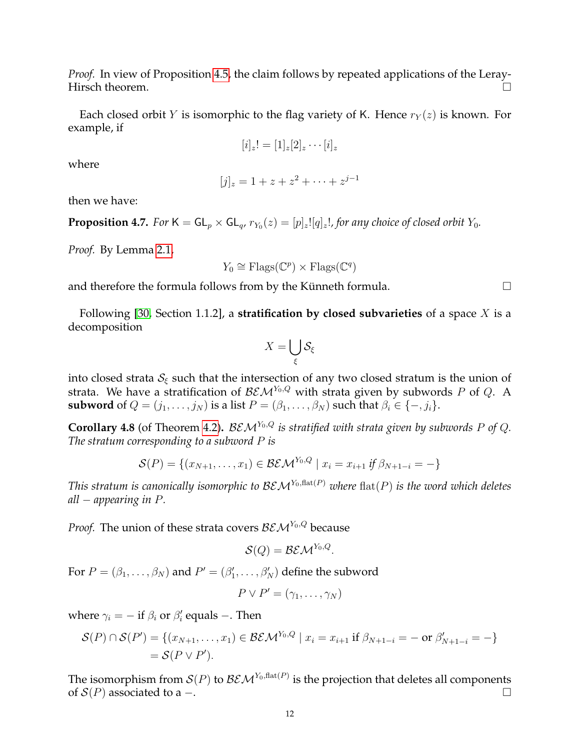*Proof.* In view of Proposition 4.5, the claim follows by repeated applications of the Leray-Hirsch theorem. □

Each closed orbit $Y$ is isomorphic to the flag variety of $\mathsf{K}$. Hence $r_Y(z)$ is known. For example, if

$$[i]_z! = [1]_z[2]_z \cdots [i]_z$$

where

$$[j]_z = 1 + z + z^2 + \cdots + z^{j-1}$$

then we have:

**Proposition 4.7.** *For $\mathsf{K} = \mathsf{GL}_p \times \mathsf{GL}_q$, $r_{Y_0}(z) = [p]_z![q]_z!$, for any choice of closed orbit $Y_0$.*

*Proof.* By Lemma 2.1,

$$Y_0 \cong \mathrm{Flags}(\mathbb{C}^p) \times \mathrm{Flags}(\mathbb{C}^q)$$

and therefore the formula follows from by the Künneth formula. □

Following [30, Section 1.1.2], a **stratification by closed subvarieties** of a space $X$ is a decomposition

$$X = \bigcup_\xi \mathcal{S}_\xi$$

into closed strata $\mathcal{S}_\xi$ such that the intersection of any two closed stratum is the union of strata. We have a stratification of $\mathcal{BEM}^{Y_0,Q}$ with strata given by subwords $P$ of $Q$. A **subword** of $Q = (j_1, \ldots, j_N)$ is a list $P = (\beta_1, \ldots, \beta_N)$ such that $\beta_i \in \{-, j_i\}$.

**Corollary 4.8** (of Theorem 4.2)**.** *$\mathcal{BEM}^{Y_0,Q}$ is stratified with strata given by subwords $P$ of $Q$. The stratum corresponding to a subword $P$ is*

$$\mathcal{S}(P) = \{(x_{N+1}, \ldots, x_1) \in \mathcal{BEM}^{Y_0,Q} \mid x_i = x_{i+1} \text{ if } \beta_{N+1-i} = -\}$$

*This stratum is canonically isomorphic to $\mathcal{BEM}^{Y_0,\mathrm{flat}(P)}$ where $\mathrm{flat}(P)$ is the word which deletes all $-$ appearing in $P$.*

*Proof.* The union of these strata covers $\mathcal{BEM}^{Y_0,Q}$ because

$$\mathcal{S}(Q) = \mathcal{BEM}^{Y_0,Q}.$$

For $P = (\beta_1, \ldots, \beta_N)$ and $P' = (\beta'_1, \ldots, \beta'_N)$ define the subword

$$P \vee P' = (\gamma_1, \ldots, \gamma_N)$$

where $\gamma_i = -$ if $\beta_i$ or $\beta'_i$ equals $-$. Then

$$\begin{aligned}
\mathcal{S}(P) \cap \mathcal{S}(P') &= \{(x_{N+1}, \ldots, x_1) \in \mathcal{BEM}^{Y_0,Q} \mid x_i = x_{i+1} \text{ if } \beta_{N+1-i} = - \text{ or } \beta'_{N+1-i} = -\} \\
&= \mathcal{S}(P \vee P').
\end{aligned}$$

The isomorphism from $\mathcal{S}(P)$ to $\mathcal{BEM}^{Y_0,\mathrm{flat}(P)}$ is the projection that deletes all components of $\mathcal{S}(P)$ associated to a $-$. □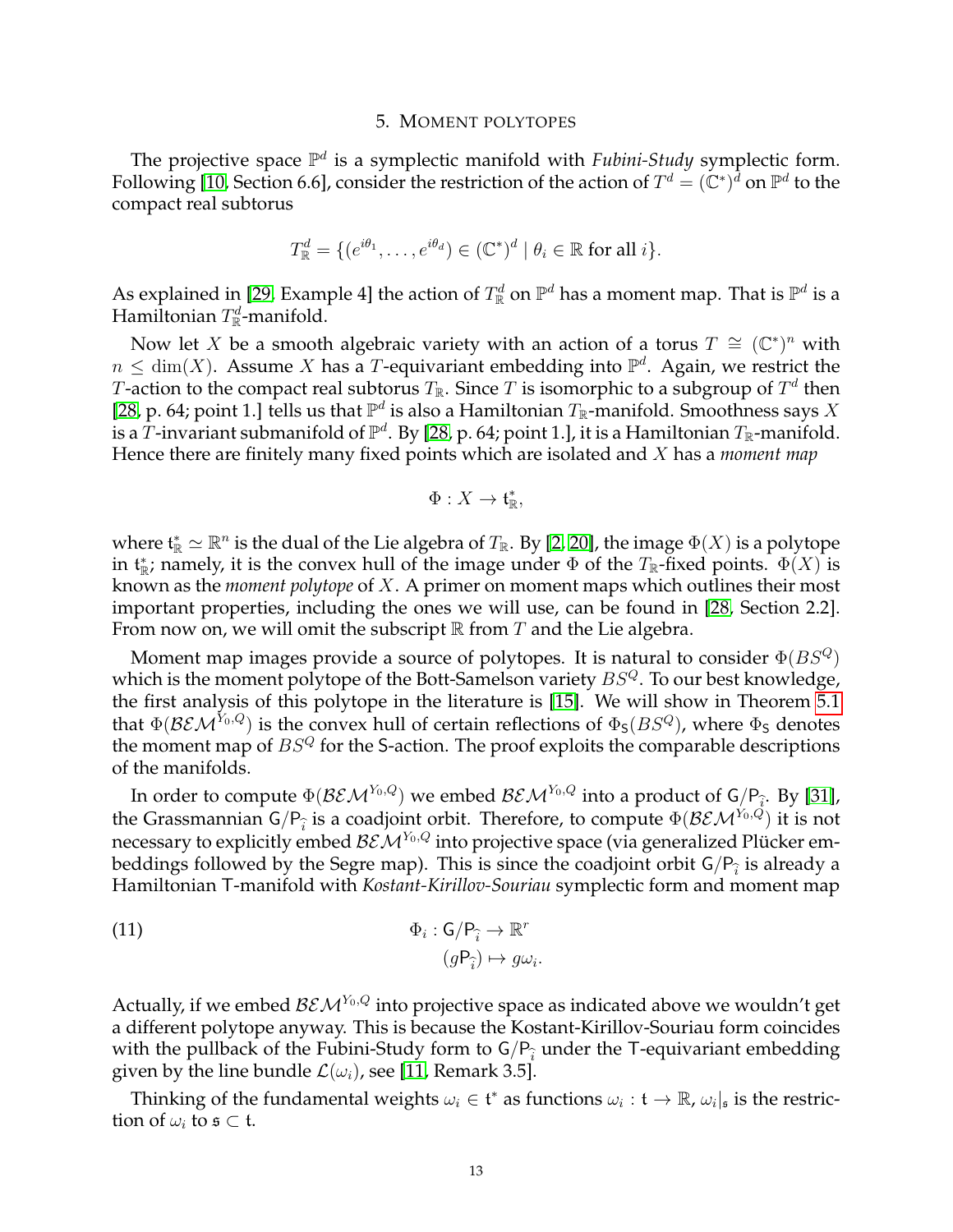## 5. Moment polytopes

The projective space $\mathbb{P}^d$ is a symplectic manifold with *Fubini-Study* symplectic form. Following [10, Section 6.6], consider the restriction of the action of $T^d = (\mathbb{C}^*)^d$ on $\mathbb{P}^d$ to the compact real subtorus

$$T^d_{\mathbb{R}} = \{(e^{i\theta_1}, \dots, e^{i\theta_d}) \in (\mathbb{C}^*)^d \mid \theta_i \in \mathbb{R} \text{ for all } i\}.$$

As explained in [29, Example 4] the action of $T^d_{\mathbb{R}}$ on $\mathbb{P}^d$ has a moment map. That is $\mathbb{P}^d$ is a Hamiltonian $T^d_{\mathbb{R}}$-manifold.

Now let $X$ be a smooth algebraic variety with an action of a torus $T \cong (\mathbb{C}^*)^n$ with $n \leq \dim(X)$. Assume $X$ has a $T$-equivariant embedding into $\mathbb{P}^d$. Again, we restrict the $T$-action to the compact real subtorus $T_{\mathbb{R}}$. Since $T$ is isomorphic to a subgroup of $T^d$ then [28, p. 64; point 1.] tells us that $\mathbb{P}^d$ is also a Hamiltonian $T_{\mathbb{R}}$-manifold. Smoothness says $X$ is a $T$-invariant submanifold of $\mathbb{P}^d$. By [28, p. 64; point 1.], it is a Hamiltonian $T_{\mathbb{R}}$-manifold. Hence there are finitely many fixed points which are isolated and $X$ has a *moment map*

$$\Phi : X \to \mathfrak{t}^*_{\mathbb{R}},$$

where $\mathfrak{t}^*_{\mathbb{R}} \simeq \mathbb{R}^n$ is the dual of the Lie algebra of $T_{\mathbb{R}}$. By [2, 20], the image $\Phi(X)$ is a polytope in $\mathfrak{t}^*_{\mathbb{R}}$; namely, it is the convex hull of the image under $\Phi$ of the $T_{\mathbb{R}}$-fixed points. $\Phi(X)$ is known as the *moment polytope* of $X$. A primer on moment maps which outlines their most important properties, including the ones we will use, can be found in [28, Section 2.2]. From now on, we will omit the subscript $\mathbb{R}$ from $T$ and the Lie algebra.

Moment map images provide a source of polytopes. It is natural to consider $\Phi(BS^Q)$ which is the moment polytope of the Bott-Samelson variety $BS^Q$. To our best knowledge, the first analysis of this polytope in the literature is [15]. We will show in Theorem 5.1 that $\Phi(\mathcal{BEM}^{Y_0,Q})$ is the convex hull of certain reflections of $\Phi_{\mathsf{S}}(BS^Q)$, where $\Phi_{\mathsf{S}}$ denotes the moment map of $BS^Q$ for the $\mathsf{S}$-action. The proof exploits the comparable descriptions of the manifolds.

In order to compute $\Phi(\mathcal{BEM}^{Y_0,Q})$ we embed $\mathcal{BEM}^{Y_0,Q}$ into a product of $\mathsf{G}/\mathsf{P}_{\widehat{i}}$. By [31], the Grassmannian $\mathsf{G}/\mathsf{P}_{\widehat{i}}$ is a coadjoint orbit. Therefore, to compute $\Phi(\mathcal{BEM}^{Y_0,Q})$ it is not necessary to explicitly embed $\mathcal{BEM}^{Y_0,Q}$ into projective space (via generalized Plücker embeddings followed by the Segre map). This is since the coadjoint orbit $\mathsf{G}/\mathsf{P}_{\widehat{i}}$ is already a Hamiltonian $\mathsf{T}$-manifold with *Kostant-Kirillov-Souriau* symplectic form and moment map

$$\begin{aligned} \Phi_i : \mathsf{G}/\mathsf{P}_{\widehat{i}} &\to \mathbb{R}^r \\ (g\mathsf{P}_{\widehat{i}}) &\mapsto g\omega_i. \end{aligned} \tag{11}$$

Actually, if we embed $\mathcal{BEM}^{Y_0,Q}$ into projective space as indicated above we wouldn't get a different polytope anyway. This is because the Kostant-Kirillov-Souriau form coincides with the pullback of the Fubini-Study form to $\mathsf{G}/\mathsf{P}_{\widehat{i}}$ under the $\mathsf{T}$-equivariant embedding given by the line bundle $\mathcal{L}(\omega_i)$, see [11, Remark 3.5].

Thinking of the fundamental weights $\omega_i \in \mathfrak{t}^*$ as functions $\omega_i : \mathfrak{t} \to \mathbb{R}$, $\omega_i|_{\mathfrak{s}}$ is the restriction of $\omega_i$ to $\mathfrak{s} \subset \mathfrak{t}$.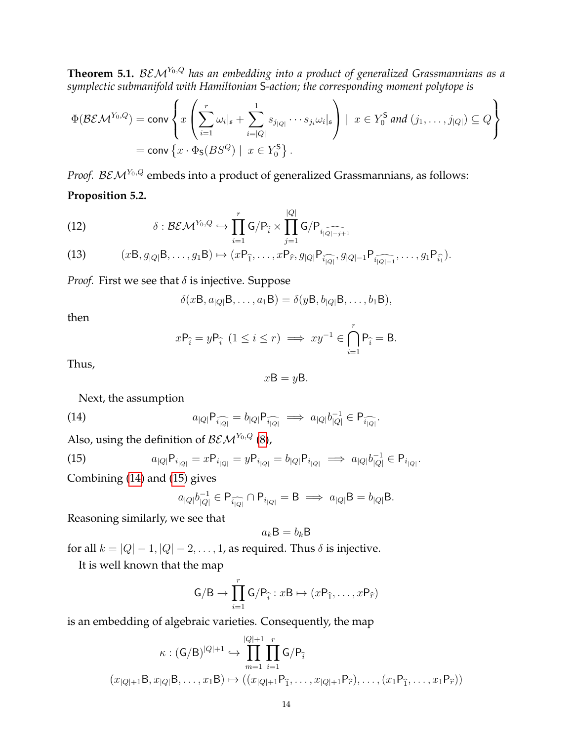**Theorem 5.1.** *$\mathcal{BEM}^{Y_0,Q}$ has an embedding into a product of generalized Grassmannians as a symplectic submanifold with Hamiltonian $\mathsf{S}$-action; the corresponding moment polytope is*

$$\Phi(\mathcal{BEM}^{Y_0,Q}) = \mathsf{conv}\left\{ x\left(\sum_{i=1}^{r}\omega_i|_{\mathfrak{s}} + \sum_{i=|Q|}^{1} s_{j_{|Q|}}\cdots s_{j_i}\omega_i|_{\mathfrak{s}}\right) \;\middle|\; x\in Y_0^{\mathsf{S}} \text{ and } (j_1,\ldots,j_{|Q|})\subseteq Q\right\}$$
$$= \mathsf{conv}\left\{ x\cdot \Phi_{\mathsf{S}}(BS^Q) \;\middle|\; x\in Y_0^{\mathsf{S}}\right\}.$$

*Proof.* $\mathcal{BEM}^{Y_0,Q}$ embeds into a product of generalized Grassmannians, as follows:

**Proposition 5.2.**

$$\delta : \mathcal{BEM}^{Y_0,Q} \hookrightarrow \prod_{i=1}^{r}\mathsf{G}/\mathsf{P}_{\widehat{i}} \times \prod_{j=1}^{|Q|}\mathsf{G}/\mathsf{P}_{\widehat{i_{|Q|-j+1}}} \tag{12}$$

$$(x\mathsf{B}, g_{|Q|}\mathsf{B},\ldots,g_1\mathsf{B}) \mapsto (x\mathsf{P}_{\widehat{1}},\ldots,x\mathsf{P}_{\widehat{r}}, g_{|Q|}\mathsf{P}_{\widehat{i_{|Q|}}}, g_{|Q|-1}\mathsf{P}_{\widehat{i_{|Q|-1}}},\ldots,g_1\mathsf{P}_{\widehat{i_1}}). \tag{13}$$

*Proof.* First we see that $\delta$ is injective. Suppose

$$\delta(x\mathsf{B}, a_{|Q|}\mathsf{B},\ldots,a_1\mathsf{B}) = \delta(y\mathsf{B}, b_{|Q|}\mathsf{B},\ldots,b_1\mathsf{B}),$$

then

$$x\mathsf{P}_{\widehat{i}} = y\mathsf{P}_{\widehat{i}} \;\; (1\le i\le r) \implies xy^{-1}\in\bigcap_{i=1}^{r}\mathsf{P}_{\widehat{i}} = \mathsf{B}.$$

Thus,

$$x\mathsf{B} = y\mathsf{B}.$$

Next, the assumption

$$a_{|Q|}\mathsf{P}_{\widehat{i_{|Q|}}} = b_{|Q|}\mathsf{P}_{\widehat{i_{|Q|}}} \implies a_{|Q|}b_{|Q|}^{-1}\in\mathsf{P}_{\widehat{i_{|Q|}}}. \tag{14}$$

Also, using the definition of $\mathcal{BEM}^{Y_0,Q}$ (8),

$$a_{|Q|}\mathsf{P}_{i_{|Q|}} = x\mathsf{P}_{i_{|Q|}} = y\mathsf{P}_{i_{|Q|}} = b_{|Q|}\mathsf{P}_{i_{|Q|}} \implies a_{|Q|}b_{|Q|}^{-1}\in\mathsf{P}_{i_{|Q|}}. \tag{15}$$

Combining (14) and (15) gives

$$a_{|Q|}b_{|Q|}^{-1}\in\mathsf{P}_{\widehat{i_{|Q|}}}\cap\mathsf{P}_{i_{|Q|}} = \mathsf{B} \implies a_{|Q|}\mathsf{B} = b_{|Q|}\mathsf{B}.$$

Reasoning similarly, we see that

$$a_k\mathsf{B} = b_k\mathsf{B}$$

for all $k = |Q|-1, |Q|-2,\ldots,1$, as required. Thus $\delta$ is injective.

It is well known that the map

$$\mathsf{G}/\mathsf{B}\to\prod_{i=1}^{r}\mathsf{G}/\mathsf{P}_{\widehat{i}} : x\mathsf{B}\mapsto(x\mathsf{P}_{\widehat{1}},\ldots,x\mathsf{P}_{\widehat{r}})$$

is an embedding of algebraic varieties. Consequently, the map

$$\kappa : (\mathsf{G}/\mathsf{B})^{|Q|+1}\hookrightarrow\prod_{m=1}^{|Q|+1}\prod_{i=1}^{r}\mathsf{G}/\mathsf{P}_{\widehat{i}}$$
$$(x_{|Q|+1}\mathsf{B}, x_{|Q|}\mathsf{B},\ldots,x_1\mathsf{B})\mapsto((x_{|Q|+1}\mathsf{P}_{\widehat{1}},\ldots,x_{|Q|+1}\mathsf{P}_{\widehat{r}}),\ldots,(x_1\mathsf{P}_{\widehat{1}},\ldots,x_1\mathsf{P}_{\widehat{r}}))$$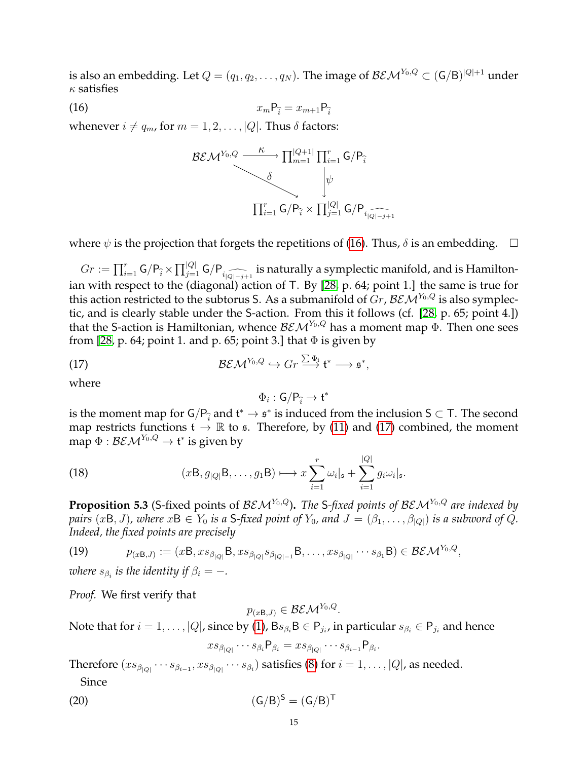is also an embedding. Let $Q = (q_1, q_2, \ldots, q_N)$. The image of $\mathcal{BEM}^{Y_0,Q} \subset (\mathsf{G}/\mathsf{B})^{|Q|+1}$ under $\kappa$ satisfies

$$x_m \mathsf{P}_{\widehat{i}} = x_{m+1}\mathsf{P}_{\widehat{i}} \tag{16}$$

whenever $i \neq q_m$, for $m = 1, 2, \ldots, |Q|$. Thus $\delta$ factors:

$$\begin{array}{ccc} \mathcal{BEM}^{Y_0,Q} & \xrightarrow{\kappa} & \prod_{m=1}^{|Q+1|}\prod_{i=1}^{r} \mathsf{G}/\mathsf{P}_{\widehat{i}} \\ & \searrow^{\delta} & \downarrow \psi \\ & & \prod_{i=1}^{r} \mathsf{G}/\mathsf{P}_{\widehat{i}} \times \prod_{j=1}^{|Q|} \mathsf{G}/\mathsf{P}_{\widehat{i_{|Q|-j+1}}} \end{array}$$

where $\psi$ is the projection that forgets the repetitions of (16). Thus, $\delta$ is an embedding. $\square$

$Gr := \prod_{i=1}^{r} \mathsf{G}/\mathsf{P}_{\widehat{i}} \times \prod_{j=1}^{|Q|} \mathsf{G}/\mathsf{P}_{\widehat{i_{|Q|-j+1}}}$ is naturally a symplectic manifold, and is Hamiltonian with respect to the (diagonal) action of $\mathsf{T}$. By [28, p. 64; point 1.] the same is true for this action restricted to the subtorus $\mathsf{S}$. As a submanifold of $Gr$, $\mathcal{BEM}^{Y_0,Q}$ is also symplectic, and is clearly stable under the $\mathsf{S}$-action. From this it follows (cf. [28, p. 65; point 4.]) that the $\mathsf{S}$-action is Hamiltonian, whence $\mathcal{BEM}^{Y_0,Q}$ has a moment map $\Phi$. Then one sees from [28, p. 64; point 1. and p. 65; point 3.] that $\Phi$ is given by

$$\mathcal{BEM}^{Y_0,Q} \hookrightarrow Gr \xrightarrow{\sum \Phi_i} \mathfrak{t}^* \longrightarrow \mathfrak{s}^*, \tag{17}$$

where

$$\Phi_i : \mathsf{G}/\mathsf{P}_{\widehat{i}} \to \mathfrak{t}^*$$

is the moment map for $\mathsf{G}/\mathsf{P}_{\widehat{i}}$ and $\mathfrak{t}^* \to \mathfrak{s}^*$ is induced from the inclusion $\mathsf{S} \subset \mathsf{T}$. The second map restricts functions $\mathfrak{t} \to \mathbb{R}$ to $\mathfrak{s}$. Therefore, by (11) and (17) combined, the moment map $\Phi : \mathcal{BEM}^{Y_0,Q} \to \mathfrak{t}^*$ is given by

$$(x\mathsf{B}, g_{|Q|}\mathsf{B}, \ldots, g_1\mathsf{B}) \longmapsto x\sum_{i=1}^{r} \omega_i|_{\mathfrak{s}} + \sum_{i=1}^{|Q|} g_i \omega_i|_{\mathfrak{s}}. \tag{18}$$

**Proposition 5.3** (S-fixed points of $\mathcal{BEM}^{Y_0,Q}$)**.** *The* $\mathsf{S}$*-fixed points of* $\mathcal{BEM}^{Y_0,Q}$ *are indexed by pairs* $(x\mathsf{B}, J)$*, where* $x\mathsf{B} \in Y_0$ *is a* $\mathsf{S}$*-fixed point of* $Y_0$*, and* $J = (\beta_1, \ldots, \beta_{|Q|})$ *is a subword of* $Q$*. Indeed, the fixed points are precisely*

$$p_{(x\mathsf{B},J)} := (x\mathsf{B}, xs_{\beta_{|Q|}}\mathsf{B}, xs_{\beta_{|Q|}}s_{\beta_{|Q|-1}}\mathsf{B}, \ldots, xs_{\beta_{|Q|}}\cdots s_{\beta_1}\mathsf{B}) \in \mathcal{BEM}^{Y_0,Q}, \tag{19}$$

*where* $s_{\beta_i}$ *is the identity if* $\beta_i = -$.

*Proof.* We first verify that

$$p_{(x\mathsf{B},J)} \in \mathcal{BEM}^{Y_0,Q}.$$

Note that for $i = 1, \ldots, |Q|$, since by (1), $\mathsf{B}s_{\beta_i}\mathsf{B} \in \mathsf{P}_{j_i}$, in particular $s_{\beta_i} \in \mathsf{P}_{j_i}$ and hence

$$xs_{\beta_{|Q|}}\cdots s_{\beta_i}\mathsf{P}_{\beta_i} = xs_{\beta_{|Q|}}\cdots s_{\beta_{i-1}}\mathsf{P}_{\beta_i}.$$

Therefore $(xs_{\beta_{|Q|}}\cdots s_{\beta_{i-1}}, xs_{\beta_{|Q|}}\cdots s_{\beta_i})$ satisfies (8) for $i = 1, \ldots, |Q|$, as needed.

Since

$$(\mathsf{G}/\mathsf{B})^{\mathsf{S}} = (\mathsf{G}/\mathsf{B})^{\mathsf{T}} \tag{20}$$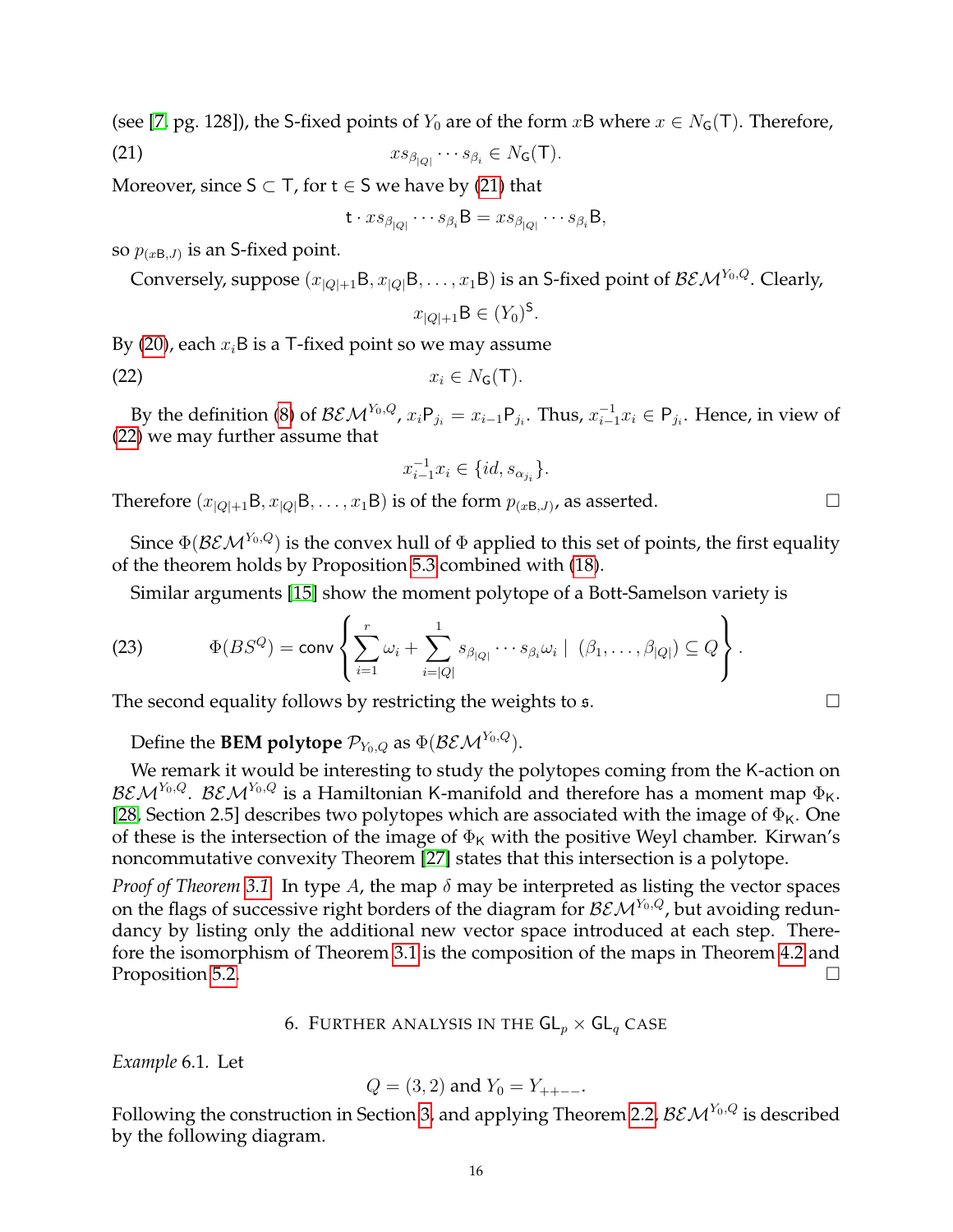(see [7, pg. 128]), the S-fixed points of $Y_0$ are of the form $x\mathsf{B}$ where $x \in N_{\mathsf{G}}(\mathsf{T})$. Therefore,

$$xs_{\beta_{|Q|}} \cdots s_{\beta_i} \in N_{\mathsf{G}}(\mathsf{T}). \tag{21}$$

Moreover, since $\mathsf{S} \subset \mathsf{T}$, for $\mathsf{t} \in \mathsf{S}$ we have by (21) that

$$\mathsf{t} \cdot xs_{\beta_{|Q|}} \cdots s_{\beta_i}\mathsf{B} = xs_{\beta_{|Q|}} \cdots s_{\beta_i}\mathsf{B},$$

so $p_{(x\mathsf{B},J)}$ is an S-fixed point.

Conversely, suppose $(x_{|Q|+1}\mathsf{B}, x_{|Q|}\mathsf{B}, \ldots, x_1\mathsf{B})$ is an S-fixed point of $\mathcal{BEM}^{Y_0,Q}$. Clearly,

$$x_{|Q|+1}\mathsf{B} \in (Y_0)^{\mathsf{S}}.$$

By (20), each $x_i\mathsf{B}$ is a T-fixed point so we may assume

$$x_i \in N_{\mathsf{G}}(\mathsf{T}). \tag{22}$$

By the definition (8) of $\mathcal{BEM}^{Y_0,Q}$, $x_i\mathsf{P}_{j_i} = x_{i-1}\mathsf{P}_{j_i}$. Thus, $x_{i-1}^{-1}x_i \in \mathsf{P}_{j_i}$. Hence, in view of (22) we may further assume that

$$x_{i-1}^{-1}x_i \in \{id, s_{\alpha_{j_i}}\}.$$

Therefore $(x_{|Q|+1}\mathsf{B}, x_{|Q|}\mathsf{B}, \ldots, x_1\mathsf{B})$ is of the form $p_{(x\mathsf{B},J)}$, as asserted. □

Since $\Phi(\mathcal{BEM}^{Y_0,Q})$ is the convex hull of $\Phi$ applied to this set of points, the first equality of the theorem holds by Proposition 5.3 combined with (18).

Similar arguments [15] show the moment polytope of a Bott-Samelson variety is

$$\Phi(BS^Q) = \mathsf{conv}\left\{ \sum_{i=1}^{r} \omega_i + \sum_{i=|Q|}^{1} s_{\beta_{|Q|}} \cdots s_{\beta_i}\omega_i \mid (\beta_1, \ldots, \beta_{|Q|}) \subseteq Q \right\}. \tag{23}$$

The second equality follows by restricting the weights to $\mathfrak{s}$. □

Define the **BEM polytope** $\mathcal{P}_{Y_0,Q}$ as $\Phi(\mathcal{BEM}^{Y_0,Q})$.

We remark it would be interesting to study the polytopes coming from the K-action on $\mathcal{BEM}^{Y_0,Q}$. $\mathcal{BEM}^{Y_0,Q}$ is a Hamiltonian K-manifold and therefore has a moment map $\Phi_{\mathsf{K}}$. [28, Section 2.5] describes two polytopes which are associated with the image of $\Phi_{\mathsf{K}}$. One of these is the intersection of the image of $\Phi_{\mathsf{K}}$ with the positive Weyl chamber. Kirwan's noncommutative convexity Theorem [27] states that this intersection is a polytope.

*Proof of Theorem 3.1.* In type $A$, the map $\delta$ may be interpreted as listing the vector spaces on the flags of successive right borders of the diagram for $\mathcal{BEM}^{Y_0,Q}$, but avoiding redundancy by listing only the additional new vector space introduced at each step. Therefore the isomorphism of Theorem 3.1 is the composition of the maps in Theorem 4.2 and Proposition 5.2. □

## 6. Further analysis in the $\mathsf{GL}_p \times \mathsf{GL}_q$ case

*Example* 6.1. Let

$$Q = (3, 2) \text{ and } Y_0 = Y_{++--}.$$

Following the construction in Section 3, and applying Theorem 2.2, $\mathcal{BEM}^{Y_0,Q}$ is described by the following diagram.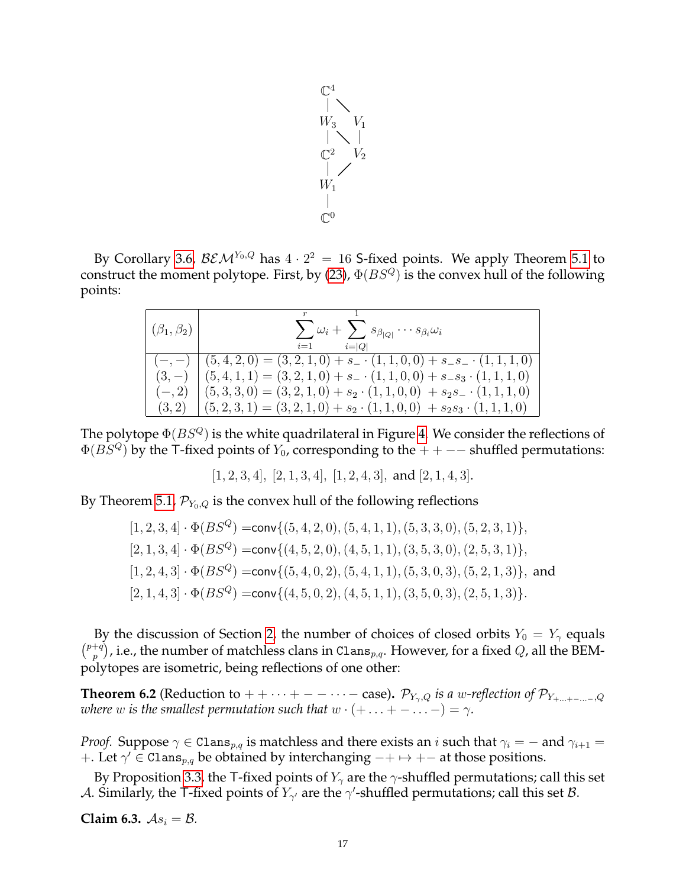$$
\begin{array}{ccc}
\mathbb{C}^4 & & \\
| & \diagdown & \\
W_3 & & V_1 \\
| & \diagdown & | \\
\mathbb{C}^2 & & V_2 \\
| & \diagup & \\
W_1 & & \\
| & & \\
\mathbb{C}^0 & &
\end{array}
$$

By Corollary 3.6, $\mathcal{BEM}^{Y_0,Q}$ has $4 \cdot 2^2 = 16$ S-fixed points. We apply Theorem 5.1 to construct the moment polytope. First, by (23), $\Phi(BS^Q)$ is the convex hull of the following points:

| $(\beta_1, \beta_2)$ | $\sum_{i=1}^{r} \omega_i + \sum_{i=\lvert Q\rvert}^{1} s_{\beta_{\lvert Q\rvert}} \cdots s_{\beta_i} \omega_i$ |
|---|---|
| $(-,-)$ | $(5,4,2,0) = (3,2,1,0) + s_- \cdot (1,1,0,0) + s_- s_- \cdot (1,1,1,0)$ |
| $(3,-)$ | $(5,4,1,1) = (3,2,1,0) + s_- \cdot (1,1,0,0) + s_- s_3 \cdot (1,1,1,0)$ |
| $(-,2)$ | $(5,3,3,0) = (3,2,1,0) + s_2 \cdot (1,1,0,0) + s_2 s_- \cdot (1,1,1,0)$ |
| $(3,2)$ | $(5,2,3,1) = (3,2,1,0) + s_2 \cdot (1,1,0,0) + s_2 s_3 \cdot (1,1,1,0)$ |

The polytope $\Phi(BS^Q)$ is the white quadrilateral in Figure 4. We consider the reflections of $\Phi(BS^Q)$ by the T-fixed points of $Y_0$, corresponding to the $++--$ shuffled permutations:

$$[1,2,3,4],\ [2,1,3,4],\ [1,2,4,3],\ \text{and } [2,1,4,3].$$

By Theorem 5.1, $\mathcal{P}_{Y_0,Q}$ is the convex hull of the following reflections

$$
\begin{aligned}
[1,2,3,4] \cdot \Phi(BS^Q) &= \mathsf{conv}\{(5,4,2,0),(5,4,1,1),(5,3,3,0),(5,2,3,1)\},\\
[2,1,3,4] \cdot \Phi(BS^Q) &= \mathsf{conv}\{(4,5,2,0),(4,5,1,1),(3,5,3,0),(2,5,3,1)\},\\
[1,2,4,3] \cdot \Phi(BS^Q) &= \mathsf{conv}\{(5,4,0,2),(5,4,1,1),(5,3,0,3),(5,2,1,3)\}, \text{ and}\\
[2,1,4,3] \cdot \Phi(BS^Q) &= \mathsf{conv}\{(4,5,0,2),(4,5,1,1),(3,5,0,3),(2,5,1,3)\}.
\end{aligned}
$$

By the discussion of Section 2, the number of choices of closed orbits $Y_0 = Y_\gamma$ equals $\binom{p+q}{p}$, i.e., the number of matchless clans in $\texttt{Clans}_{p,q}$. However, for a fixed $Q$, all the BEM-polytopes are isometric, being reflections of one other:

**Theorem 6.2** (Reduction to $++\cdots+--\cdots-$ case)**.** *$\mathcal{P}_{Y_\gamma,Q}$ is a $w$-reflection of $\mathcal{P}_{Y_{+\ldots+-\ldots-},Q}$ where $w$ is the smallest permutation such that $w \cdot (+\ldots+-\ldots-) = \gamma$.*

*Proof.* Suppose $\gamma \in \texttt{Clans}_{p,q}$ is matchless and there exists an $i$ such that $\gamma_i = -$ and $\gamma_{i+1} = +$. Let $\gamma' \in \texttt{Clans}_{p,q}$ be obtained by interchanging $-+ \mapsto +-$ at those positions.

By Proposition 3.3, the T-fixed points of $Y_\gamma$ are the $\gamma$-shuffled permutations; call this set $\mathcal{A}$. Similarly, the T-fixed points of $Y_{\gamma'}$ are the $\gamma'$-shuffled permutations; call this set $\mathcal{B}$.

**Claim 6.3.** $\mathcal{A}s_i = \mathcal{B}$.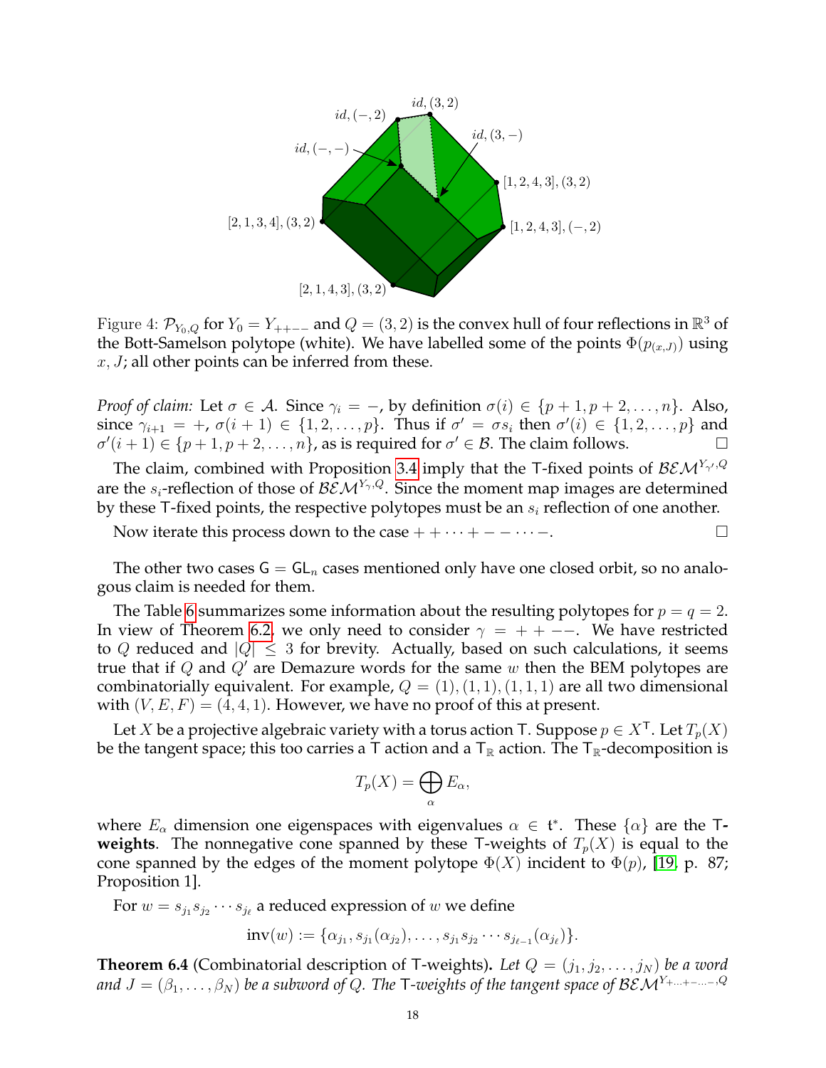Figure 4: $\mathcal{P}_{Y_0,Q}$ for $Y_0 = Y_{++--}$ and $Q = (3,2)$ is the convex hull of four reflections in $\mathbb{R}^3$ of the Bott-Samelson polytope (white). We have labelled some of the points $\Phi(p_{(x,J)})$ using $x, J$; all other points can be inferred from these.

*Proof of claim:* Let $\sigma \in \mathcal{A}$. Since $\gamma_i = -$, by definition $\sigma(i) \in \{p+1, p+2, \ldots, n\}$. Also, since $\gamma_{i+1} = +$, $\sigma(i+1) \in \{1, 2, \ldots, p\}$. Thus if $\sigma' = \sigma s_i$ then $\sigma'(i) \in \{1, 2, \ldots, p\}$ and $\sigma'(i+1) \in \{p+1, p+2, \ldots, n\}$, as is required for $\sigma' \in \mathcal{B}$. The claim follows. $\square$

The claim, combined with Proposition 3.4 imply that the T-fixed points of $\mathcal{BEM}^{Y_{\gamma'},Q}$ are the $s_i$-reflection of those of $\mathcal{BEM}^{Y_\gamma,Q}$. Since the moment map images are determined by these T-fixed points, the respective polytopes must be an $s_i$ reflection of one another.

Now iterate this process down to the case $++\cdots+--\cdots-$. $\square$

The other two cases $\mathsf{G} = \mathsf{GL}_n$ cases mentioned only have one closed orbit, so no analogous claim is needed for them.

The Table 6 summarizes some information about the resulting polytopes for $p = q = 2$. In view of Theorem 6.2, we only need to consider $\gamma = ++--$. We have restricted to $Q$ reduced and $|Q| \leq 3$ for brevity. Actually, based on such calculations, it seems true that if $Q$ and $Q'$ are Demazure words for the same $w$ then the BEM polytopes are combinatorially equivalent. For example, $Q = (1), (1,1), (1,1,1)$ are all two dimensional with $(V, E, F) = (4, 4, 1)$. However, we have no proof of this at present.

Let $X$ be a projective algebraic variety with a torus action T. Suppose $p \in X^{\mathsf{T}}$. Let $T_p(X)$ be the tangent space; this too carries a T action and a $\mathsf{T}_{\mathbb{R}}$ action. The $\mathsf{T}_{\mathbb{R}}$-decomposition is

$$T_p(X) = \bigoplus_{\alpha} E_\alpha,$$

where $E_\alpha$ dimension one eigenspaces with eigenvalues $\alpha \in \mathfrak{t}^*$. These $\{\alpha\}$ are the **T-weights**. The nonnegative cone spanned by these T-weights of $T_p(X)$ is equal to the cone spanned by the edges of the moment polytope $\Phi(X)$ incident to $\Phi(p)$, [19, p. 87; Proposition 1].

For $w = s_{j_1} s_{j_2} \cdots s_{j_\ell}$ a reduced expression of $w$ we define

$$\mathrm{inv}(w) := \{\alpha_{j_1}, s_{j_1}(\alpha_{j_2}), \ldots, s_{j_1} s_{j_2} \cdots s_{j_{\ell-1}}(\alpha_{j_\ell})\}.$$

**Theorem 6.4** (Combinatorial description of T-weights). *Let $Q = (j_1, j_2, \ldots, j_N)$ be a word and $J = (\beta_1, \ldots, \beta_N)$ be a subword of $Q$. The T-weights of the tangent space of $\mathcal{BEM}^{Y_{+\ldots+-\ldots-},Q}$*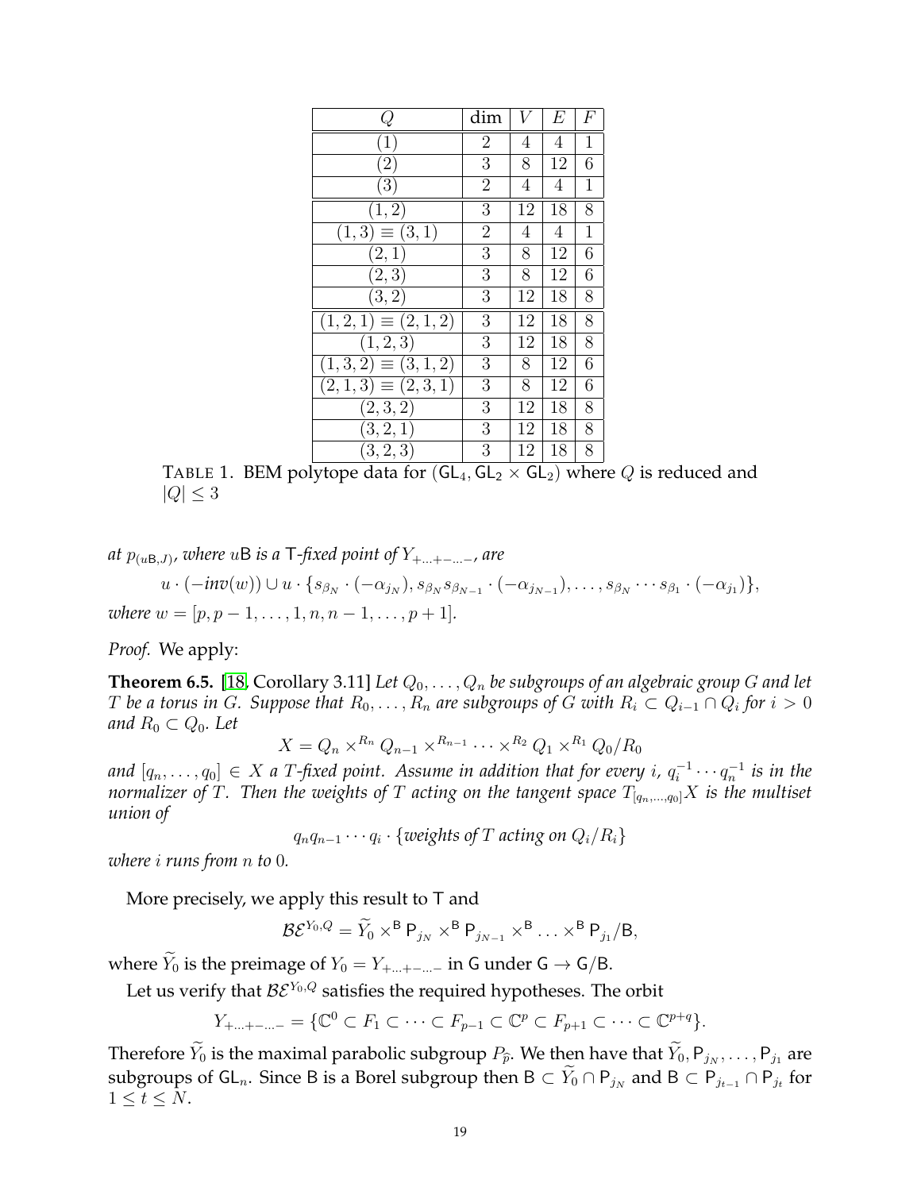| $Q$ | dim | $V$ | $E$ | $F$ |
|---|---|---|---|---|
| $(1)$ | 2 | 4 | 4 | 1 |
| $(2)$ | 3 | 8 | 12 | 6 |
| $(3)$ | 2 | 4 | 4 | 1 |
| $(1,2)$ | 3 | 12 | 18 | 8 |
| $(1,3) \equiv (3,1)$ | 2 | 4 | 4 | 1 |
| $(2,1)$ | 3 | 8 | 12 | 6 |
| $(2,3)$ | 3 | 8 | 12 | 6 |
| $(3,2)$ | 3 | 12 | 18 | 8 |
| $(1,2,1) \equiv (2,1,2)$ | 3 | 12 | 18 | 8 |
| $(1,2,3)$ | 3 | 12 | 18 | 8 |
| $(1,3,2) \equiv (3,1,2)$ | 3 | 8 | 12 | 6 |
| $(2,1,3) \equiv (2,3,1)$ | 3 | 8 | 12 | 6 |
| $(2,3,2)$ | 3 | 12 | 18 | 8 |
| $(3,2,1)$ | 3 | 12 | 18 | 8 |
| $(3,2,3)$ | 3 | 12 | 18 | 8 |

TABLE 1. BEM polytope data for $(\mathsf{GL}_4, \mathsf{GL}_2 \times \mathsf{GL}_2)$ where $Q$ is reduced and $|Q| \leq 3$

*at* $p_{(u\mathsf{B},J)}$*, where* $u\mathsf{B}$ *is a* $\mathsf{T}$*-fixed point of* $Y_{+\dots+-\dots-}$*, are*

$$u \cdot (-inv(w)) \cup u \cdot \{s_{\beta_N} \cdot (-\alpha_{j_N}), s_{\beta_N} s_{\beta_{N-1}} \cdot (-\alpha_{j_{N-1}}), \dots, s_{\beta_N} \cdots s_{\beta_1} \cdot (-\alpha_{j_1})\},$$

*where* $w = [p, p-1, \dots, 1, n, n-1, \dots, p+1]$*.*

*Proof.* We apply:

**Theorem 6.5.** [18, Corollary 3.11] *Let* $Q_0, \dots, Q_n$ *be subgroups of an algebraic group* $G$ *and let* $T$ *be a torus in* $G$*. Suppose that* $R_0, \dots, R_n$ *are subgroups of* $G$ *with* $R_i \subset Q_{i-1} \cap Q_i$ *for* $i > 0$ *and* $R_0 \subset Q_0$*. Let*

$$X = Q_n \times^{R_n} Q_{n-1} \times^{R_{n-1}} \cdots \times^{R_2} Q_1 \times^{R_1} Q_0 / R_0$$

*and* $[q_n, \dots, q_0] \in X$ *a* $T$*-fixed point. Assume in addition that for every* $i$*,* $q_i^{-1} \cdots q_n^{-1}$ *is in the normalizer of* $T$*. Then the weights of* $T$ *acting on the tangent space* $T_{[q_n,\dots,q_0]}X$ *is the multiset union of*

$$q_n q_{n-1} \cdots q_i \cdot \{\textit{weights of } T \textit{ acting on } Q_i/R_i\}$$

*where* $i$ *runs from* $n$ *to* $0$*.*

More precisely, we apply this result to $\mathsf{T}$ and

$$\mathcal{BE}^{Y_0,Q} = \widetilde{Y}_0 \times^{\mathsf{B}} \mathsf{P}_{j_N} \times^{\mathsf{B}} \mathsf{P}_{j_{N-1}} \times^{\mathsf{B}} \dots \times^{\mathsf{B}} \mathsf{P}_{j_1}/\mathsf{B},$$

where $\widetilde{Y}_0$ is the preimage of $Y_0 = Y_{+\dots+-\dots-}$ in $\mathsf{G}$ under $\mathsf{G} \to \mathsf{G}/\mathsf{B}$.

Let us verify that $\mathcal{BE}^{Y_0,Q}$ satisfies the required hypotheses. The orbit

$$Y_{+\dots+-\dots-} = \{\mathbb{C}^0 \subset F_1 \subset \dots \subset F_{p-1} \subset \mathbb{C}^p \subset F_{p+1} \subset \dots \subset \mathbb{C}^{p+q}\}.$$

Therefore $\widetilde{Y}_0$ is the maximal parabolic subgroup $P_{\widehat{p}}$. We then have that $\widetilde{Y}_0, \mathsf{P}_{j_N}, \dots, \mathsf{P}_{j_1}$ are subgroups of $\mathsf{GL}_n$. Since $\mathsf{B}$ is a Borel subgroup then $\mathsf{B} \subset \widetilde{Y}_0 \cap \mathsf{P}_{j_N}$ and $\mathsf{B} \subset \mathsf{P}_{j_{t-1}} \cap \mathsf{P}_{j_t}$ for $1 \leq t \leq N$.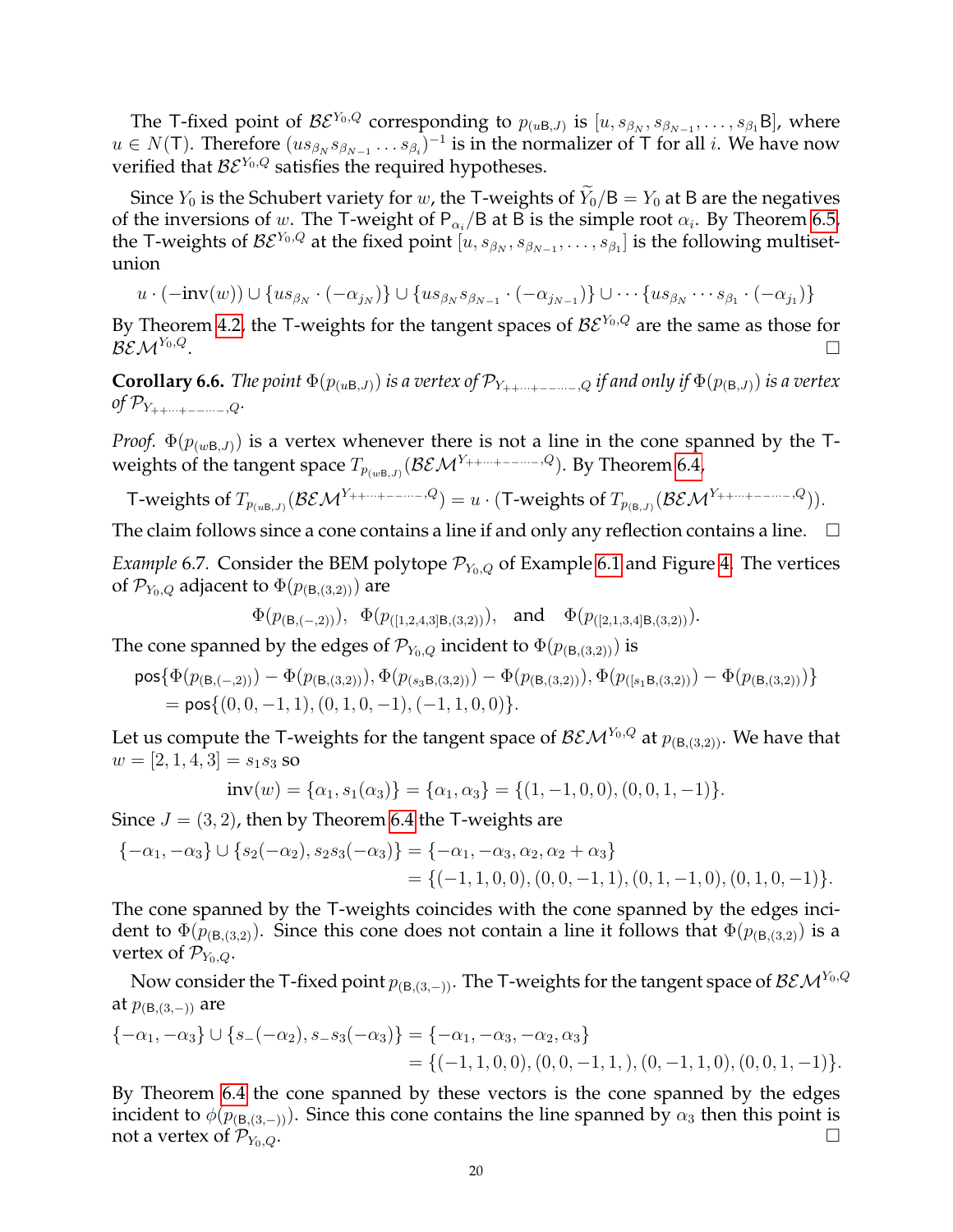The T-fixed point of $\mathcal{BE}^{Y_0,Q}$ corresponding to $p_{(u\mathsf{B},J)}$ is $[u, s_{\beta_N}, s_{\beta_{N-1}}, \ldots, s_{\beta_1}\mathsf{B}]$, where $u \in N(\mathsf{T})$. Therefore $(us_{\beta_N}s_{\beta_{N-1}}\ldots s_{\beta_i})^{-1}$ is in the normalizer of T for all $i$. We have now verified that $\mathcal{BE}^{Y_0,Q}$ satisfies the required hypotheses.

Since $Y_0$ is the Schubert variety for $w$, the T-weights of $\widetilde{Y}_0/\mathsf{B} = Y_0$ at B are the negatives of the inversions of $w$. The T-weight of $\mathsf{P}_{\alpha_i}/\mathsf{B}$ at B is the simple root $\alpha_i$. By Theorem 6.5, the T-weights of $\mathcal{BE}^{Y_0,Q}$ at the fixed point $[u, s_{\beta_N}, s_{\beta_{N-1}}, \ldots, s_{\beta_1}]$ is the following multiset-union

$$u \cdot (-\mathrm{inv}(w)) \cup \{us_{\beta_N} \cdot (-\alpha_{j_N})\} \cup \{us_{\beta_N}s_{\beta_{N-1}} \cdot (-\alpha_{j_{N-1}})\} \cup \cdots \{us_{\beta_N}\cdots s_{\beta_1} \cdot (-\alpha_{j_1})\}$$

By Theorem 4.2, the T-weights for the tangent spaces of $\mathcal{BE}^{Y_0,Q}$ are the same as those for $\mathcal{BEM}^{Y_0,Q}$. □

**Corollary 6.6.** *The point $\Phi(p_{(u\mathsf{B},J)})$ is a vertex of $\mathcal{P}_{Y_{++\cdots+--\cdots-},Q}$ if and only if $\Phi(p_{(\mathsf{B},J)})$ is a vertex of $\mathcal{P}_{Y_{++\cdots+--\cdots-},Q}$.*

*Proof.* $\Phi(p_{(w\mathsf{B},J)})$ is a vertex whenever there is not a line in the cone spanned by the T-weights of the tangent space $T_{p_{(w\mathsf{B},J)}}(\mathcal{BEM}^{Y_{++\cdots+------},Q})$. By Theorem 6.4,

$$\text{T-weights of } T_{p_{(u\mathsf{B},J)}}(\mathcal{BEM}^{Y_{++\cdots+------},Q}) = u \cdot (\text{T-weights of } T_{p_{(\mathsf{B},J)}}(\mathcal{BEM}^{Y_{++\cdots+------},Q})).$$

The claim follows since a cone contains a line if and only any reflection contains a line. □

*Example* 6.7. Consider the BEM polytope $\mathcal{P}_{Y_0,Q}$ of Example 6.1 and Figure 4. The vertices of $\mathcal{P}_{Y_0,Q}$ adjacent to $\Phi(p_{(\mathsf{B},(3,2))})$ are

$$\Phi(p_{(\mathsf{B},(-,2))}),\quad \Phi(p_{([1,2,4,3]\mathsf{B},(3,2))}),\quad \text{and}\quad \Phi(p_{([2,1,3,4]\mathsf{B},(3,2))}).$$

The cone spanned by the edges of $\mathcal{P}_{Y_0,Q}$ incident to $\Phi(p_{(\mathsf{B},(3,2))})$ is

$$\begin{aligned}
&\mathsf{pos}\{\Phi(p_{(\mathsf{B},(-,2))}) - \Phi(p_{(\mathsf{B},(3,2))}), \Phi(p_{(s_3\mathsf{B},(3,2))}) - \Phi(p_{(\mathsf{B},(3,2))}), \Phi(p_{([s_1\mathsf{B},(3,2))}) - \Phi(p_{(\mathsf{B},(3,2))})\}\\
&\quad = \mathsf{pos}\{(0,0,-1,1),(0,1,0,-1),(-1,1,0,0)\}.
\end{aligned}$$

Let us compute the T-weights for the tangent space of $\mathcal{BEM}^{Y_0,Q}$ at $p_{(\mathsf{B},(3,2))}$. We have that $w = [2,1,4,3] = s_1s_3$ so

$$\mathrm{inv}(w) = \{\alpha_1, s_1(\alpha_3)\} = \{\alpha_1, \alpha_3\} = \{(1,-1,0,0),(0,0,1,-1)\}.$$

Since $J = (3,2)$, then by Theorem 6.4 the T-weights are

$$\begin{aligned}
\{-\alpha_1, -\alpha_3\} \cup \{s_2(-\alpha_2), s_2s_3(-\alpha_3)\} &= \{-\alpha_1, -\alpha_3, \alpha_2, \alpha_2 + \alpha_3\}\\
&= \{(-1,1,0,0),(0,0,-1,1),(0,1,-1,0),(0,1,0,-1)\}.
\end{aligned}$$

The cone spanned by the T-weights coincides with the cone spanned by the edges incident to $\Phi(p_{(\mathsf{B},(3,2))})$. Since this cone does not contain a line it follows that $\Phi(p_{(\mathsf{B},(3,2))})$ is a vertex of $\mathcal{P}_{Y_0,Q}$.

Now consider the T-fixed point $p_{(\mathsf{B},(3,-))}$. The T-weights for the tangent space of $\mathcal{BEM}^{Y_0,Q}$ at $p_{(\mathsf{B},(3,-))}$ are

$$\begin{aligned}
\{-\alpha_1, -\alpha_3\} \cup \{s_-(-\alpha_2), s_-s_3(-\alpha_3)\} &= \{-\alpha_1, -\alpha_3, -\alpha_2, \alpha_3\}\\
&= \{(-1,1,0,0),(0,0,-1,1,),(0,-1,1,0),(0,0,1,-1)\}.
\end{aligned}$$

By Theorem 6.4 the cone spanned by these vectors is the cone spanned by the edges incident to $\phi(p_{(\mathsf{B},(3,-))})$. Since this cone contains the line spanned by $\alpha_3$ then this point is not a vertex of $\mathcal{P}_{Y_0,Q}$. □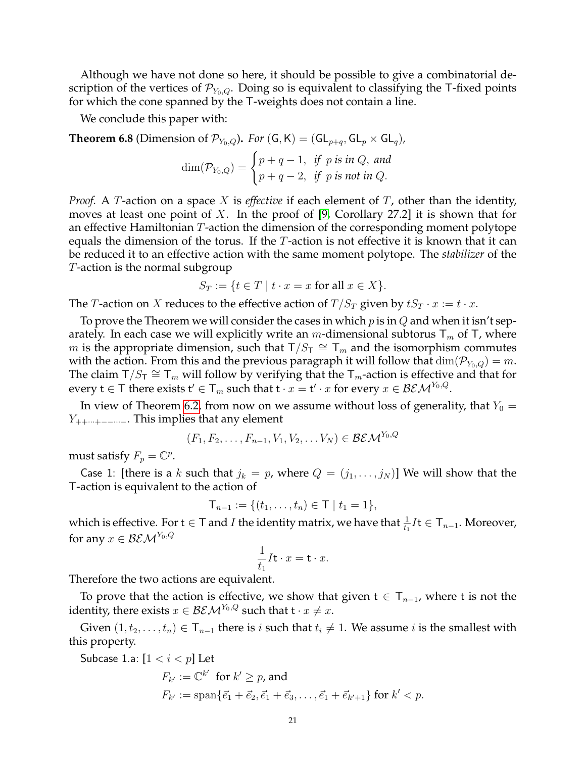Although we have not done so here, it should be possible to give a combinatorial description of the vertices of $\mathcal{P}_{Y_0,Q}$. Doing so is equivalent to classifying the $\mathsf{T}$-fixed points for which the cone spanned by the $\mathsf{T}$-weights does not contain a line.

We conclude this paper with:

**Theorem 6.8** (Dimension of $\mathcal{P}_{Y_0,Q}$)**.** *For* $(\mathsf{G},\mathsf{K}) = (\mathsf{GL}_{p+q}, \mathsf{GL}_p \times \mathsf{GL}_q)$,

$$\dim(\mathcal{P}_{Y_0,Q}) = \begin{cases} p+q-1, & \text{if } p \text{ is in } Q, \text{ and} \\ p+q-2, & \text{if } p \text{ is not in } Q. \end{cases}$$

*Proof.* A $T$-action on a space $X$ is *effective* if each element of $T$, other than the identity, moves at least one point of $X$. In the proof of [9, Corollary 27.2] it is shown that for an effective Hamiltonian $T$-action the dimension of the corresponding moment polytope equals the dimension of the torus. If the $T$-action is not effective it is known that it can be reduced it to an effective action with the same moment polytope. The *stabilizer* of the $T$-action is the normal subgroup

$$S_T := \{t \in T \mid t \cdot x = x \text{ for all } x \in X\}.$$

The $T$-action on $X$ reduces to the effective action of $T/S_T$ given by $tS_T \cdot x := t \cdot x$.

To prove the Theorem we will consider the cases in which $p$ is in $Q$ and when it isn't separately. In each case we will explicitly write an $m$-dimensional subtorus $\mathsf{T}_m$ of $\mathsf{T}$, where $m$ is the appropriate dimension, such that $\mathsf{T}/S_{\mathsf{T}} \cong \mathsf{T}_m$ and the isomorphism commutes with the action. From this and the previous paragraph it will follow that $\dim(\mathcal{P}_{Y_0,Q}) = m$. The claim $\mathsf{T}/S_{\mathsf{T}} \cong \mathsf{T}_m$ will follow by verifying that the $\mathsf{T}_m$-action is effective and that for every $\mathsf{t} \in \mathsf{T}$ there exists $\mathsf{t}' \in \mathsf{T}_m$ such that $\mathsf{t} \cdot x = \mathsf{t}' \cdot x$ for every $x \in \mathcal{BEM}^{Y_0,Q}$.

In view of Theorem 6.2, from now on we assume without loss of generality, that $Y_0 = Y_{++\cdots+--\cdots-}$. This implies that any element

$$(F_1, F_2, \ldots, F_{n-1}, V_1, V_2, \ldots V_N) \in \mathcal{BEM}^{Y_0,Q}$$

must satisfy $F_p = \mathbb{C}^p$.

Case 1: [there is a $k$ such that $j_k = p$, where $Q = (j_1, \ldots, j_N)$] We will show that the $\mathsf{T}$-action is equivalent to the action of

$$\mathsf{T}_{n-1} := \{(t_1, \ldots, t_n) \in \mathsf{T} \mid t_1 = 1\},$$

which is effective. For $\mathsf{t} \in \mathsf{T}$ and $I$ the identity matrix, we have that $\frac{1}{t_1} I\mathsf{t} \in \mathsf{T}_{n-1}$. Moreover, for any $x \in \mathcal{BEM}^{Y_0,Q}$

$$\frac{1}{t_1} I\mathsf{t} \cdot x = \mathsf{t} \cdot x.$$

Therefore the two actions are equivalent.

To prove that the action is effective, we show that given $\mathsf{t} \in \mathsf{T}_{n-1}$, where $\mathsf{t}$ is not the identity, there exists $x \in \mathcal{BEM}^{Y_0,Q}$ such that $\mathsf{t} \cdot x \neq x$.

Given $(1, t_2, \ldots, t_n) \in \mathsf{T}_{n-1}$ there is $i$ such that $t_i \neq 1$. We assume $i$ is the smallest with this property.

Subcase 1.a: $[1 < i < p]$ Let

$$F_{k'} := \mathbb{C}^{k'} \text{ for } k' \geq p, \text{ and}$$
$$F_{k'} := \operatorname{span}\{\vec{e}_1 + \vec{e}_2, \vec{e}_1 + \vec{e}_3, \ldots, \vec{e}_1 + \vec{e}_{k'+1}\} \text{ for } k' < p.$$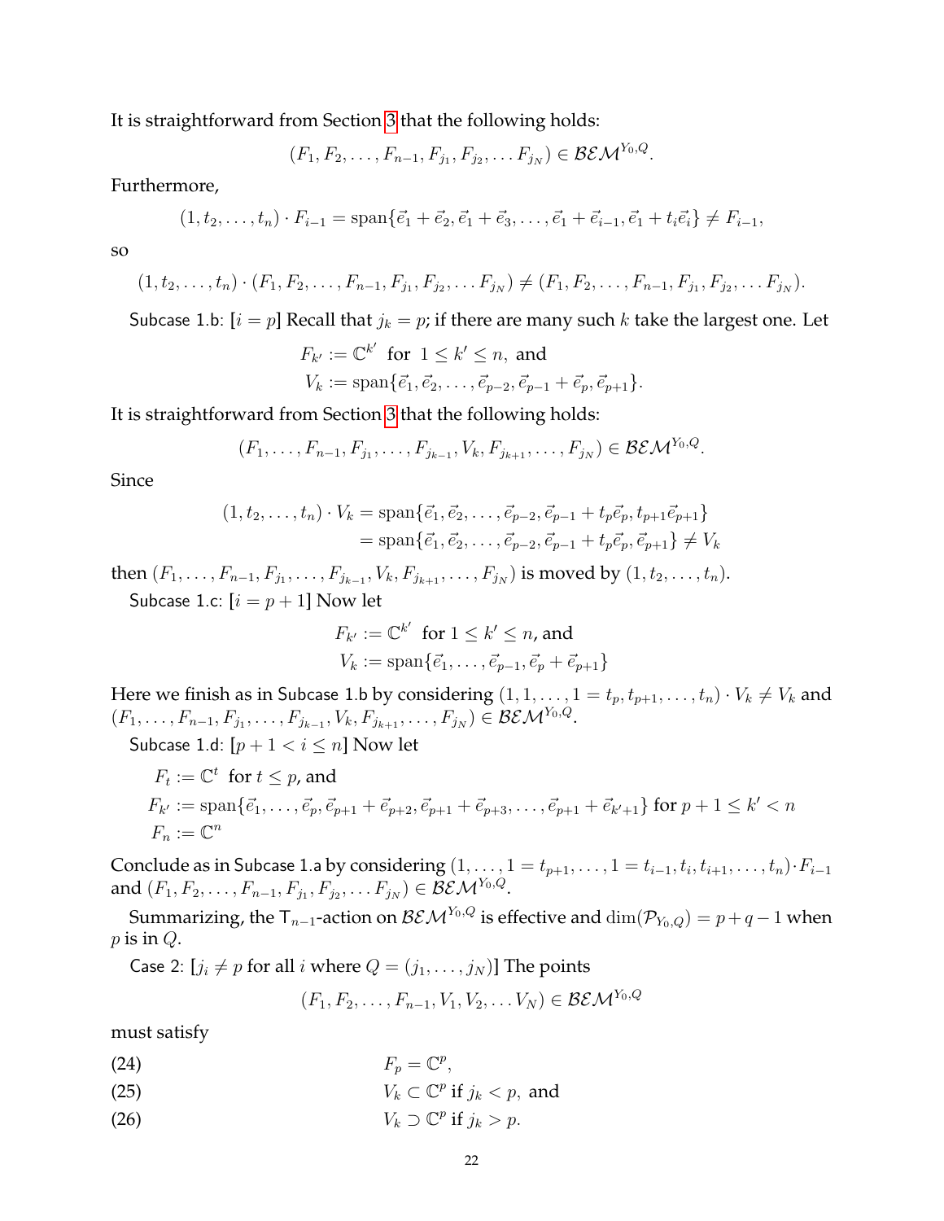It is straightforward from Section 3 that the following holds:

$$(F_1, F_2, \ldots, F_{n-1}, F_{j_1}, F_{j_2}, \ldots F_{j_N}) \in \mathcal{BEM}^{Y_0,Q}.$$

Furthermore,

$$(1, t_2, \ldots, t_n) \cdot F_{i-1} = \operatorname{span}\{\vec{e}_1 + \vec{e}_2, \vec{e}_1 + \vec{e}_3, \ldots, \vec{e}_1 + \vec{e}_{i-1}, \vec{e}_1 + t_i\vec{e}_i\} \neq F_{i-1},$$

so

$$(1, t_2, \ldots, t_n) \cdot (F_1, F_2, \ldots, F_{n-1}, F_{j_1}, F_{j_2}, \ldots F_{j_N}) \neq (F_1, F_2, \ldots, F_{n-1}, F_{j_1}, F_{j_2}, \ldots F_{j_N}).$$

Subcase 1.b: [$i = p$] Recall that $j_k = p$; if there are many such $k$ take the largest one. Let

$$F_{k'} := \mathbb{C}^{k'} \text{ for } 1 \leq k' \leq n, \text{ and}$$
$$V_k := \operatorname{span}\{\vec{e}_1, \vec{e}_2, \ldots, \vec{e}_{p-2}, \vec{e}_{p-1} + \vec{e}_p, \vec{e}_{p+1}\}.$$

It is straightforward from Section 3 that the following holds:

$$(F_1, \ldots, F_{n-1}, F_{j_1}, \ldots, F_{j_{k-1}}, V_k, F_{j_{k+1}}, \ldots, F_{j_N}) \in \mathcal{BEM}^{Y_0,Q}.$$

Since

$$\begin{aligned}(1, t_2, \ldots, t_n) \cdot V_k &= \operatorname{span}\{\vec{e}_1, \vec{e}_2, \ldots, \vec{e}_{p-2}, \vec{e}_{p-1} + t_p\vec{e}_p, t_{p+1}\vec{e}_{p+1}\} \\ &= \operatorname{span}\{\vec{e}_1, \vec{e}_2, \ldots, \vec{e}_{p-2}, \vec{e}_{p-1} + t_p\vec{e}_p, \vec{e}_{p+1}\} \neq V_k\end{aligned}$$

then $(F_1, \ldots, F_{n-1}, F_{j_1}, \ldots, F_{j_{k-1}}, V_k, F_{j_{k+1}}, \ldots, F_{j_N})$ is moved by $(1, t_2, \ldots, t_n)$.

Subcase 1.c: [$i = p + 1$] Now let

$$F_{k'} := \mathbb{C}^{k'} \text{ for } 1 \leq k' \leq n, \text{ and}$$
$$V_k := \operatorname{span}\{\vec{e}_1, \ldots, \vec{e}_{p-1}, \vec{e}_p + \vec{e}_{p+1}\}$$

Here we finish as in Subcase 1.b by considering $(1, 1, \ldots, 1 = t_p, t_{p+1}, \ldots, t_n) \cdot V_k \neq V_k$ and $(F_1, \ldots, F_{n-1}, F_{j_1}, \ldots, F_{j_{k-1}}, V_k, F_{j_{k+1}}, \ldots, F_{j_N}) \in \mathcal{BEM}^{Y_0,Q}$.

Subcase 1.d: [$p + 1 < i \leq n$] Now let

$$F_t := \mathbb{C}^t \text{ for } t \leq p, \text{ and}$$
$$F_{k'} := \operatorname{span}\{\vec{e}_1, \ldots, \vec{e}_p, \vec{e}_{p+1} + \vec{e}_{p+2}, \vec{e}_{p+1} + \vec{e}_{p+3}, \ldots, \vec{e}_{p+1} + \vec{e}_{k'+1}\} \text{ for } p + 1 \leq k' < n$$
$$F_n := \mathbb{C}^n$$

Conclude as in Subcase 1.a by considering $(1, \ldots, 1 = t_{p+1}, \ldots, 1 = t_{i-1}, t_i, t_{i+1}, \ldots, t_n) \cdot F_{i-1}$ and $(F_1, F_2, \ldots, F_{n-1}, F_{j_1}, F_{j_2}, \ldots F_{j_N}) \in \mathcal{BEM}^{Y_0,Q}$.

Summarizing, the $\mathsf{T}_{n-1}$-action on $\mathcal{BEM}^{Y_0,Q}$ is effective and $\dim(\mathcal{P}_{Y_0,Q}) = p + q - 1$ when $p$ is in $Q$.

Case 2: [$j_i \neq p$ for all $i$ where $Q = (j_1, \ldots, j_N)$] The points

$$(F_1, F_2, \ldots, F_{n-1}, V_1, V_2, \ldots V_N) \in \mathcal{BEM}^{Y_0,Q}$$

must satisfy

$$F_p = \mathbb{C}^p, \tag{24}$$

$$V_k \subset \mathbb{C}^p \text{ if } j_k < p, \text{ and} \tag{25}$$

$$V_k \supset \mathbb{C}^p \text{ if } j_k > p. \tag{26}$$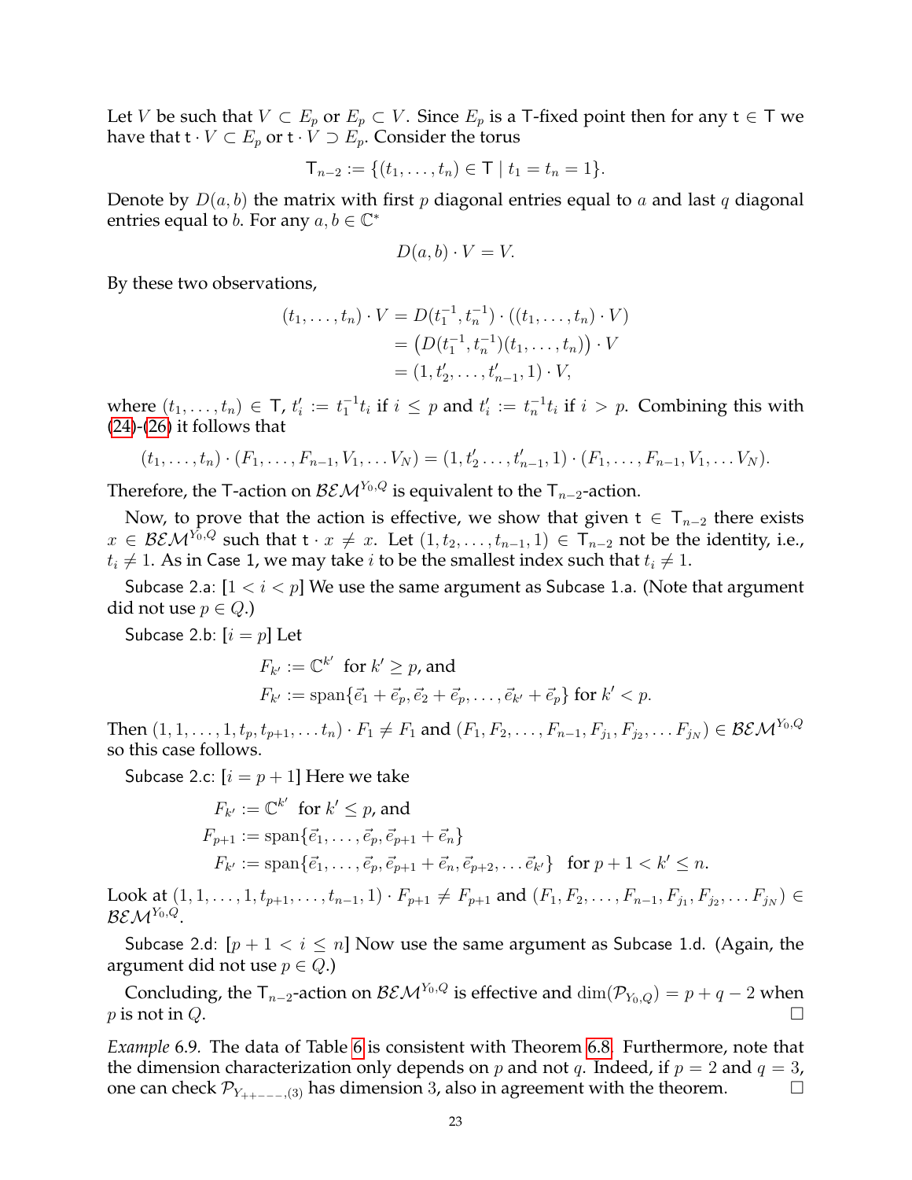Let $V$ be such that $V \subset E_p$ or $E_p \subset V$. Since $E_p$ is a $\mathsf{T}$-fixed point then for any $\mathsf{t} \in \mathsf{T}$ we have that $\mathsf{t} \cdot V \subset E_p$ or $\mathsf{t} \cdot V \supset E_p$. Consider the torus

$$\mathsf{T}_{n-2} := \{(t_1, \ldots, t_n) \in \mathsf{T} \mid t_1 = t_n = 1\}.$$

Denote by $D(a, b)$ the matrix with first $p$ diagonal entries equal to $a$ and last $q$ diagonal entries equal to $b$. For any $a, b \in \mathbb{C}^*$

$$D(a, b) \cdot V = V.$$

By these two observations,

$$\begin{aligned}
(t_1, \ldots, t_n) \cdot V &= D(t_1^{-1}, t_n^{-1}) \cdot ((t_1, \ldots, t_n) \cdot V) \\
&= \big(D(t_1^{-1}, t_n^{-1})(t_1, \ldots, t_n)\big) \cdot V \\
&= (1, t_2', \ldots, t_{n-1}', 1) \cdot V,
\end{aligned}$$

where $(t_1, \ldots, t_n) \in \mathsf{T}$, $t_i' := t_1^{-1} t_i$ if $i \leq p$ and $t_i' := t_n^{-1} t_i$ if $i > p$. Combining this with (24)-(26) it follows that

$$(t_1, \ldots, t_n) \cdot (F_1, \ldots, F_{n-1}, V_1, \ldots V_N) = (1, t_2' \ldots, t_{n-1}', 1) \cdot (F_1, \ldots, F_{n-1}, V_1, \ldots V_N).$$

Therefore, the $\mathsf{T}$-action on $\mathcal{BEM}^{Y_0,Q}$ is equivalent to the $\mathsf{T}_{n-2}$-action.

Now, to prove that the action is effective, we show that given $\mathsf{t} \in \mathsf{T}_{n-2}$ there exists $x \in \mathcal{BEM}^{Y_0,Q}$ such that $\mathsf{t} \cdot x \neq x$. Let $(1, t_2, \ldots, t_{n-1}, 1) \in \mathsf{T}_{n-2}$ not be the identity, i.e., $t_i \neq 1$. As in Case 1, we may take $i$ to be the smallest index such that $t_i \neq 1$.

Subcase 2.a: $[1 < i < p]$ We use the same argument as Subcase 1.a. (Note that argument did not use $p \in Q$.)

Subcase 2.b: $[i = p]$ Let

$$\begin{aligned}
F_{k'} &:= \mathbb{C}^{k'} \text{ for } k' \geq p, \text{ and} \\
F_{k'} &:= \operatorname{span}\{\vec{e}_1 + \vec{e}_p, \vec{e}_2 + \vec{e}_p, \ldots, \vec{e}_{k'} + \vec{e}_p\} \text{ for } k' < p.
\end{aligned}$$

Then $(1, 1, \ldots, 1, t_p, t_{p+1}, \ldots t_n) \cdot F_1 \neq F_1$ and $(F_1, F_2, \ldots, F_{n-1}, F_{j_1}, F_{j_2}, \ldots F_{j_N}) \in \mathcal{BEM}^{Y_0,Q}$ so this case follows.

Subcase 2.c: $[i = p + 1]$ Here we take

$$\begin{aligned}
F_{k'} &:= \mathbb{C}^{k'} \text{ for } k' \leq p, \text{ and} \\
F_{p+1} &:= \operatorname{span}\{\vec{e}_1, \ldots, \vec{e}_p, \vec{e}_{p+1} + \vec{e}_n\} \\
F_{k'} &:= \operatorname{span}\{\vec{e}_1, \ldots, \vec{e}_p, \vec{e}_{p+1} + \vec{e}_n, \vec{e}_{p+2}, \ldots \vec{e}_{k'}\} \text{ for } p + 1 < k' \leq n.
\end{aligned}$$

Look at $(1, 1, \ldots, 1, t_{p+1}, \ldots, t_{n-1}, 1) \cdot F_{p+1} \neq F_{p+1}$ and $(F_1, F_2, \ldots, F_{n-1}, F_{j_1}, F_{j_2}, \ldots F_{j_N}) \in \mathcal{BEM}^{Y_0,Q}$.

Subcase 2.d: $[p + 1 < i \leq n]$ Now use the same argument as Subcase 1.d. (Again, the argument did not use $p \in Q$.)

Concluding, the $\mathsf{T}_{n-2}$-action on $\mathcal{BEM}^{Y_0,Q}$ is effective and $\dim(\mathcal{P}_{Y_0,Q}) = p + q - 2$ when $p$ is not in $Q$. □

*Example* 6.9. The data of Table 6 is consistent with Theorem 6.8. Furthermore, note that the dimension characterization only depends on $p$ and not $q$. Indeed, if $p = 2$ and $q = 3$, one can check $\mathcal{P}_{Y_{++---},(3)}$ has dimension 3, also in agreement with the theorem. □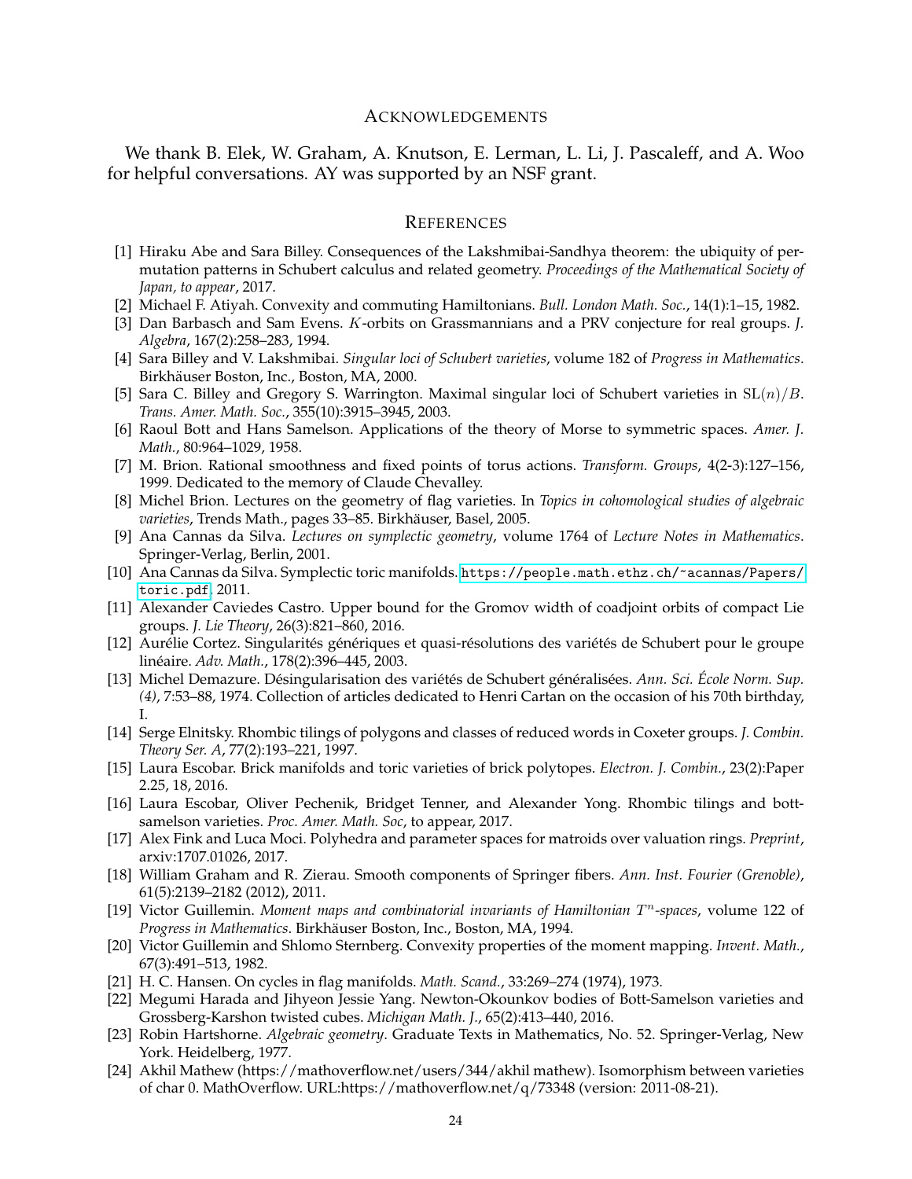## Acknowledgements

We thank B. Elek, W. Graham, A. Knutson, E. Lerman, L. Li, J. Pascaleff, and A. Woo for helpful conversations. AY was supported by an NSF grant.

## References

[1] Hiraku Abe and Sara Billey. Consequences of the Lakshmibai-Sandhya theorem: the ubiquity of permutation patterns in Schubert calculus and related geometry. *Proceedings of the Mathematical Society of Japan, to appear*, 2017.

[2] Michael F. Atiyah. Convexity and commuting Hamiltonians. *Bull. London Math. Soc.*, 14(1):1–15, 1982.

[3] Dan Barbasch and Sam Evens. $K$-orbits on Grassmannians and a PRV conjecture for real groups. *J. Algebra*, 167(2):258–283, 1994.

[4] Sara Billey and V. Lakshmibai. *Singular loci of Schubert varieties*, volume 182 of *Progress in Mathematics*. Birkhäuser Boston, Inc., Boston, MA, 2000.

[5] Sara C. Billey and Gregory S. Warrington. Maximal singular loci of Schubert varieties in $\mathrm{SL}(n)/B$. *Trans. Amer. Math. Soc.*, 355(10):3915–3945, 2003.

[6] Raoul Bott and Hans Samelson. Applications of the theory of Morse to symmetric spaces. *Amer. J. Math.*, 80:964–1029, 1958.

[7] M. Brion. Rational smoothness and fixed points of torus actions. *Transform. Groups*, 4(2-3):127–156, 1999. Dedicated to the memory of Claude Chevalley.

[8] Michel Brion. Lectures on the geometry of flag varieties. In *Topics in cohomological studies of algebraic varieties*, Trends Math., pages 33–85. Birkhäuser, Basel, 2005.

[9] Ana Cannas da Silva. *Lectures on symplectic geometry*, volume 1764 of *Lecture Notes in Mathematics*. Springer-Verlag, Berlin, 2001.

[10] Ana Cannas da Silva. Symplectic toric manifolds. https://people.math.ethz.ch/~acannas/Papers/toric.pdf, 2011.

[11] Alexander Caviedes Castro. Upper bound for the Gromov width of coadjoint orbits of compact Lie groups. *J. Lie Theory*, 26(3):821–860, 2016.

[12] Aurélie Cortez. Singularités génériques et quasi-résolutions des variétés de Schubert pour le groupe linéaire. *Adv. Math.*, 178(2):396–445, 2003.

[13] Michel Demazure. Désingularisation des variétés de Schubert généralisées. *Ann. Sci. École Norm. Sup. (4)*, 7:53–88, 1974. Collection of articles dedicated to Henri Cartan on the occasion of his 70th birthday, I.

[14] Serge Elnitsky. Rhombic tilings of polygons and classes of reduced words in Coxeter groups. *J. Combin. Theory Ser. A*, 77(2):193–221, 1997.

[15] Laura Escobar. Brick manifolds and toric varieties of brick polytopes. *Electron. J. Combin.*, 23(2):Paper 2.25, 18, 2016.

[16] Laura Escobar, Oliver Pechenik, Bridget Tenner, and Alexander Yong. Rhombic tilings and bott-samelson varieties. *Proc. Amer. Math. Soc*, to appear, 2017.

[17] Alex Fink and Luca Moci. Polyhedra and parameter spaces for matroids over valuation rings. *Preprint*, arxiv:1707.01026, 2017.

[18] William Graham and R. Zierau. Smooth components of Springer fibers. *Ann. Inst. Fourier (Grenoble)*, 61(5):2139–2182 (2012), 2011.

[19] Victor Guillemin. *Moment maps and combinatorial invariants of Hamiltonian $T^n$-spaces*, volume 122 of *Progress in Mathematics*. Birkhäuser Boston, Inc., Boston, MA, 1994.

[20] Victor Guillemin and Shlomo Sternberg. Convexity properties of the moment mapping. *Invent. Math.*, 67(3):491–513, 1982.

[21] H. C. Hansen. On cycles in flag manifolds. *Math. Scand.*, 33:269–274 (1974), 1973.

[22] Megumi Harada and Jihyeon Jessie Yang. Newton-Okounkov bodies of Bott-Samelson varieties and Grossberg-Karshon twisted cubes. *Michigan Math. J.*, 65(2):413–440, 2016.

[23] Robin Hartshorne. *Algebraic geometry*. Graduate Texts in Mathematics, No. 52. Springer-Verlag, New York. Heidelberg, 1977.

[24] Akhil Mathew (https://mathoverflow.net/users/344/akhil mathew). Isomorphism between varieties of char 0. MathOverflow. URL:https://mathoverflow.net/q/73348 (version: 2011-08-21).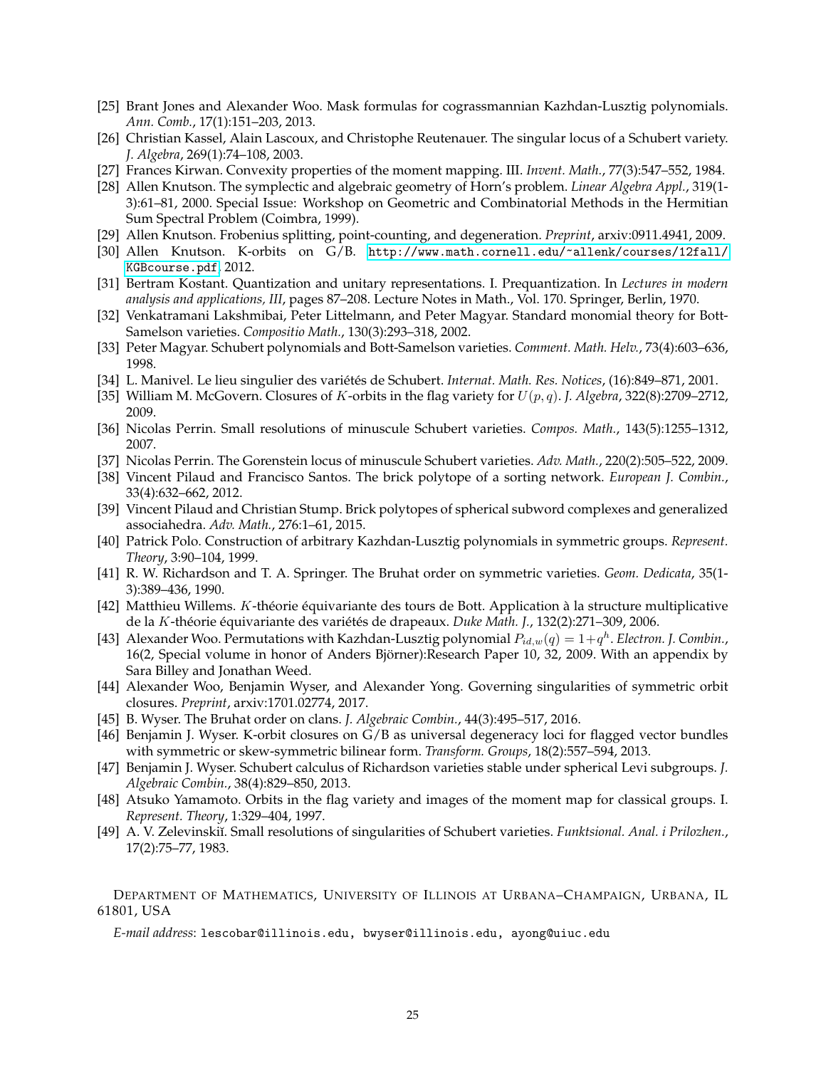[25] Brant Jones and Alexander Woo. Mask formulas for cograssmannian Kazhdan-Lusztig polynomials. *Ann. Comb.*, 17(1):151–203, 2013.

[26] Christian Kassel, Alain Lascoux, and Christophe Reutenauer. The singular locus of a Schubert variety. *J. Algebra*, 269(1):74–108, 2003.

[27] Frances Kirwan. Convexity properties of the moment mapping. III. *Invent. Math.*, 77(3):547–552, 1984.

[28] Allen Knutson. The symplectic and algebraic geometry of Horn's problem. *Linear Algebra Appl.*, 319(1-3):61–81, 2000. Special Issue: Workshop on Geometric and Combinatorial Methods in the Hermitian Sum Spectral Problem (Coimbra, 1999).

[29] Allen Knutson. Frobenius splitting, point-counting, and degeneration. *Preprint*, arxiv:0911.4941, 2009.

[30] Allen Knutson. K-orbits on G/B. http://www.math.cornell.edu/~allenk/courses/12fall/KGBcourse.pdf, 2012.

[31] Bertram Kostant. Quantization and unitary representations. I. Prequantization. In *Lectures in modern analysis and applications, III*, pages 87–208. Lecture Notes in Math., Vol. 170. Springer, Berlin, 1970.

[32] Venkatramani Lakshmibai, Peter Littelmann, and Peter Magyar. Standard monomial theory for Bott-Samelson varieties. *Compositio Math.*, 130(3):293–318, 2002.

[33] Peter Magyar. Schubert polynomials and Bott-Samelson varieties. *Comment. Math. Helv.*, 73(4):603–636, 1998.

[34] L. Manivel. Le lieu singulier des variétés de Schubert. *Internat. Math. Res. Notices*, (16):849–871, 2001.

[35] William M. McGovern. Closures of $K$-orbits in the flag variety for $U(p, q)$. *J. Algebra*, 322(8):2709–2712, 2009.

[36] Nicolas Perrin. Small resolutions of minuscule Schubert varieties. *Compos. Math.*, 143(5):1255–1312, 2007.

[37] Nicolas Perrin. The Gorenstein locus of minuscule Schubert varieties. *Adv. Math.*, 220(2):505–522, 2009.

[38] Vincent Pilaud and Francisco Santos. The brick polytope of a sorting network. *European J. Combin.*, 33(4):632–662, 2012.

[39] Vincent Pilaud and Christian Stump. Brick polytopes of spherical subword complexes and generalized associahedra. *Adv. Math.*, 276:1–61, 2015.

[40] Patrick Polo. Construction of arbitrary Kazhdan-Lusztig polynomials in symmetric groups. *Represent. Theory*, 3:90–104, 1999.

[41] R. W. Richardson and T. A. Springer. The Bruhat order on symmetric varieties. *Geom. Dedicata*, 35(1-3):389–436, 1990.

[42] Matthieu Willems. $K$-théorie équivariante des tours de Bott. Application à la structure multiplicative de la $K$-théorie équivariante des variétés de drapeaux. *Duke Math. J.*, 132(2):271–309, 2006.

[43] Alexander Woo. Permutations with Kazhdan-Lusztig polynomial $P_{id,w}(q) = 1+q^h$. *Electron. J. Combin.*, 16(2, Special volume in honor of Anders Björner):Research Paper 10, 32, 2009. With an appendix by Sara Billey and Jonathan Weed.

[44] Alexander Woo, Benjamin Wyser, and Alexander Yong. Governing singularities of symmetric orbit closures. *Preprint*, arxiv:1701.02774, 2017.

[45] B. Wyser. The Bruhat order on clans. *J. Algebraic Combin.*, 44(3):495–517, 2016.

[46] Benjamin J. Wyser. K-orbit closures on G/B as universal degeneracy loci for flagged vector bundles with symmetric or skew-symmetric bilinear form. *Transform. Groups*, 18(2):557–594, 2013.

[47] Benjamin J. Wyser. Schubert calculus of Richardson varieties stable under spherical Levi subgroups. *J. Algebraic Combin.*, 38(4):829–850, 2013.

[48] Atsuko Yamamoto. Orbits in the flag variety and images of the moment map for classical groups. I. *Represent. Theory*, 1:329–404, 1997.

[49] A. V. Zelevinskiĭ. Small resolutions of singularities of Schubert varieties. *Funktsional. Anal. i Prilozhen.*, 17(2):75–77, 1983.

Department of Mathematics, University of Illinois at Urbana–Champaign, Urbana, IL 61801, USA

*E-mail address*: lescobar@illinois.edu, bwyser@illinois.edu, ayong@uiuc.edu